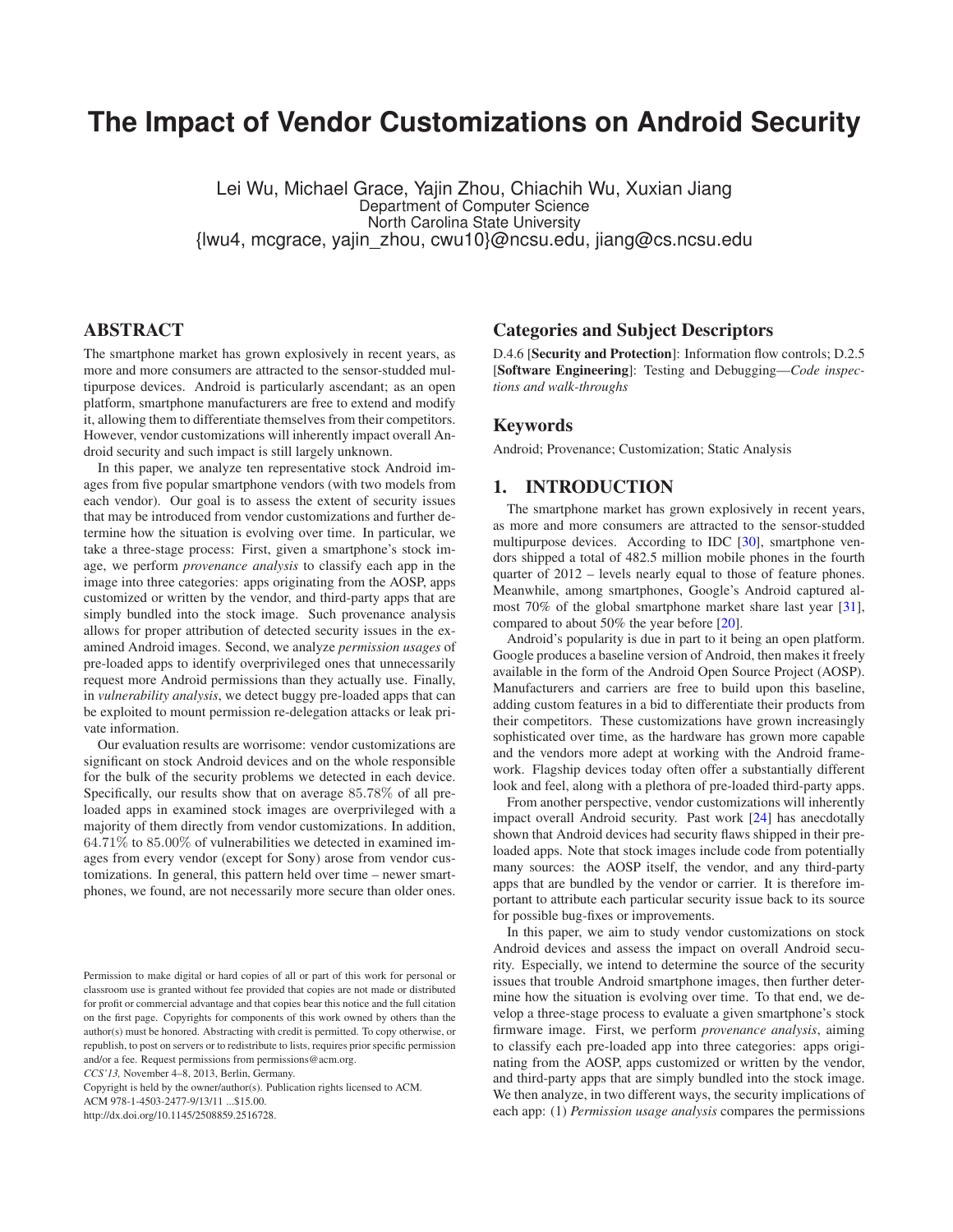# The Impact of Vendor Customizations on Android Security

Lei Wu, Michael Grace, Yajin Zhou, Chiachih Wu, Xuxian Jiang
Department of Computer Science
North Carolina State University
{lwu4, mcgrace, yajin_zhou, cwu10}@ncsu.edu, jiang@cs.ncsu.edu

## ABSTRACT

The smartphone market has grown explosively in recent years, as more and more consumers are attracted to the sensor-studded multipurpose devices. Android is particularly ascendant; as an open platform, smartphone manufacturers are free to extend and modify it, allowing them to differentiate themselves from their competitors. However, vendor customizations will inherently impact overall Android security and such impact is still largely unknown.

In this paper, we analyze ten representative stock Android images from five popular smartphone vendors (with two models from each vendor). Our goal is to assess the extent of security issues that may be introduced from vendor customizations and further determine how the situation is evolving over time. In particular, we take a three-stage process: First, given a smartphone's stock image, we perform *provenance analysis* to classify each app in the image into three categories: apps originating from the AOSP, apps customized or written by the vendor, and third-party apps that are simply bundled into the stock image. Such provenance analysis allows for proper attribution of detected security issues in the examined Android images. Second, we analyze *permission usages* of pre-loaded apps to identify overprivileged ones that unnecessarily request more Android permissions than they actually use. Finally, in *vulnerability analysis*, we detect buggy pre-loaded apps that can be exploited to mount permission re-delegation attacks or leak private information.

Our evaluation results are worrisome: vendor customizations are significant on stock Android devices and on the whole responsible for the bulk of the security problems we detected in each device. Specifically, our results show that on average $85.78\%$ of all pre-loaded apps in examined stock images are overprivileged with a majority of them directly from vendor customizations. In addition, $64.71\%$ to $85.00\%$ of vulnerabilities we detected in examined images from every vendor (except for Sony) arose from vendor customizations. In general, this pattern held over time – newer smartphones, we found, are not necessarily more secure than older ones.

## Categories and Subject Descriptors

D.4.6 [**Security and Protection**]: Information flow controls; D.2.5 [**Software Engineering**]: Testing and Debugging—*Code inspections and walk-throughs*

## Keywords

Android; Provenance; Customization; Static Analysis

## 1. INTRODUCTION

The smartphone market has grown explosively in recent years, as more and more consumers are attracted to the sensor-studded multipurpose devices. According to IDC [30], smartphone vendors shipped a total of 482.5 million mobile phones in the fourth quarter of 2012 – levels nearly equal to those of feature phones. Meanwhile, among smartphones, Google's Android captured almost 70% of the global smartphone market share last year [31], compared to about 50% the year before [20].

Android's popularity is due in part to it being an open platform. Google produces a baseline version of Android, then makes it freely available in the form of the Android Open Source Project (AOSP). Manufacturers and carriers are free to build upon this baseline, adding custom features in a bid to differentiate their products from their competitors. These customizations have grown increasingly sophisticated over time, as the hardware has grown more capable and the vendors more adept at working with the Android framework. Flagship devices today often offer a substantially different look and feel, along with a plethora of pre-loaded third-party apps.

From another perspective, vendor customizations will inherently impact overall Android security. Past work [24] has anecdotally shown that Android devices had security flaws shipped in their pre-loaded apps. Note that stock images include code from potentially many sources: the AOSP itself, the vendor, and any third-party apps that are bundled by the vendor or carrier. It is therefore important to attribute each particular security issue back to its source for possible bug-fixes or improvements.

In this paper, we aim to study vendor customizations on stock Android devices and assess the impact on overall Android security. Especially, we intend to determine the source of the security issues that trouble Android smartphone images, then further determine how the situation is evolving over time. To that end, we develop a three-stage process to evaluate a given smartphone's stock firmware image. First, we perform *provenance analysis*, aiming to classify each pre-loaded app into three categories: apps originating from the AOSP, apps customized or written by the vendor, and third-party apps that are simply bundled into the stock image. We then analyze, in two different ways, the security implications of each app: (1) *Permission usage analysis* compares the permissions

Permission to make digital or hard copies of all or part of this work for personal or classroom use is granted without fee provided that copies are not made or distributed for profit or commercial advantage and that copies bear this notice and the full citation on the first page. Copyrights for components of this work owned by others than the author(s) must be honored. Abstracting with credit is permitted. To copy otherwise, or republish, to post on servers or to redistribute to lists, requires prior specific permission and/or a fee. Request permissions from permissions@acm.org.
*CCS'13,* November 4–8, 2013, Berlin, Germany.
Copyright is held by the owner/author(s). Publication rights licensed to ACM.
ACM 978-1-4503-2477-9/13/11 ...$15.00.
http://dx.doi.org/10.1145/2508859.2516728.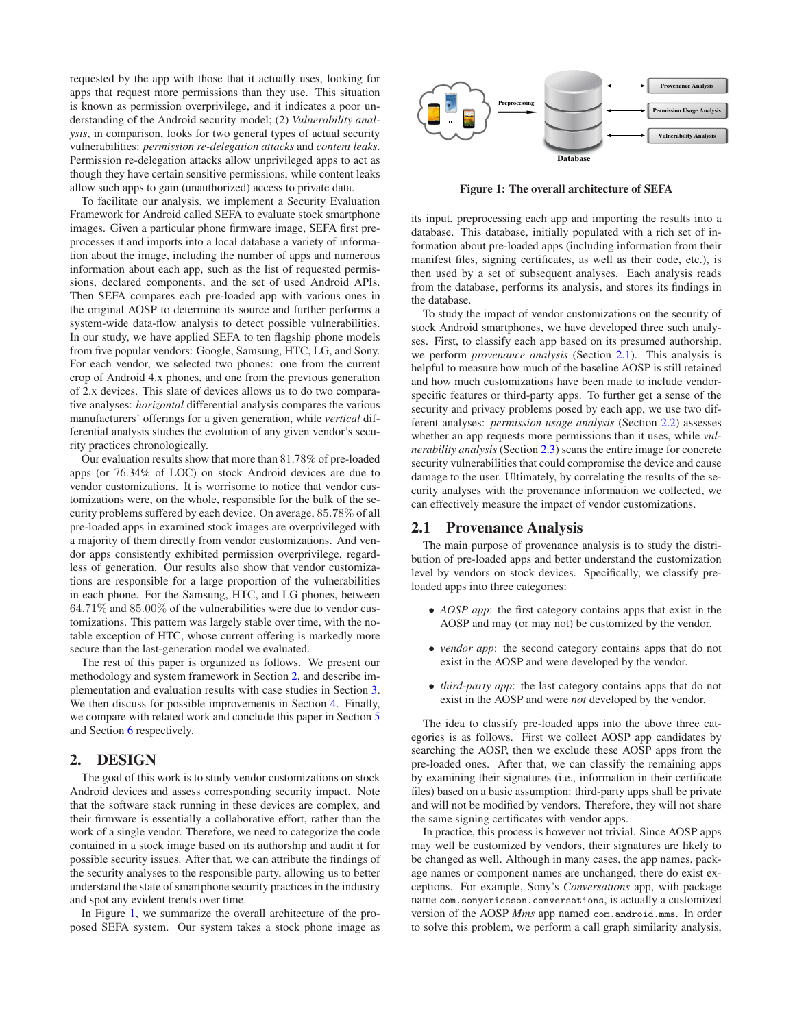requested by the app with those that it actually uses, looking for apps that request more permissions than they use. This situation is known as permission overprivilege, and it indicates a poor understanding of the Android security model; (2) *Vulnerability analysis*, in comparison, looks for two general types of actual security vulnerabilities: *permission re-delegation attacks* and *content leaks*. Permission re-delegation attacks allow unprivileged apps to act as though they have certain sensitive permissions, while content leaks allow such apps to gain (unauthorized) access to private data.

To facilitate our analysis, we implement a Security Evaluation Framework for Android called SEFA to evaluate stock smartphone images. Given a particular phone firmware image, SEFA first preprocesses it and imports into a local database a variety of information about the image, including the number of apps and numerous information about each app, such as the list of requested permissions, declared components, and the set of used Android APIs. Then SEFA compares each pre-loaded app with various ones in the original AOSP to determine its source and further performs a system-wide data-flow analysis to detect possible vulnerabilities. In our study, we have applied SEFA to ten flagship phone models from five popular vendors: Google, Samsung, HTC, LG, and Sony. For each vendor, we selected two phones: one from the current crop of Android 4.x phones, and one from the previous generation of 2.x devices. This slate of devices allows us to do two comparative analyses: *horizontal* differential analysis compares the various manufacturers' offerings for a given generation, while *vertical* differential analysis studies the evolution of any given vendor's security practices chronologically.

Our evaluation results show that more than $81.78\%$ of pre-loaded apps (or $76.34\%$ of LOC) on stock Android devices are due to vendor customizations. It is worrisome to notice that vendor customizations were, on the whole, responsible for the bulk of the security problems suffered by each device. On average, $85.78\%$ of all pre-loaded apps in examined stock images are overprivileged with a majority of them directly from vendor customizations. And vendor apps consistently exhibited permission overprivilege, regardless of generation. Our results also show that vendor customizations are responsible for a large proportion of the vulnerabilities in each phone. For the Samsung, HTC, and LG phones, between $64.71\%$ and $85.00\%$ of the vulnerabilities were due to vendor customizations. This pattern was largely stable over time, with the notable exception of HTC, whose current offering is markedly more secure than the last-generation model we evaluated.

The rest of this paper is organized as follows. We present our methodology and system framework in Section 2, and describe implementation and evaluation results with case studies in Section 3. We then discuss for possible improvements in Section 4. Finally, we compare with related work and conclude this paper in Section 5 and Section 6 respectively.

## 2. DESIGN

The goal of this work is to study vendor customizations on stock Android devices and assess corresponding security impact. Note that the software stack running in these devices are complex, and their firmware is essentially a collaborative effort, rather than the work of a single vendor. Therefore, we need to categorize the code contained in a stock image based on its authorship and audit it for possible security issues. After that, we can attribute the findings of the security analyses to the responsible party, allowing us to better understand the state of smartphone security practices in the industry and spot any evident trends over time.

In Figure 1, we summarize the overall architecture of the proposed SEFA system. Our system takes a stock phone image as its input, preprocessing each app and importing the results into a database. This database, initially populated with a rich set of information about pre-loaded apps (including information from their manifest files, signing certificates, as well as their code, etc.), is then used by a set of subsequent analyses. Each analysis reads from the database, performs its analysis, and stores its findings in the database.

Preprocessing

Database

Provenance Analysis

Permission Usage Analysis

Vulnerability Analysis

**Figure 1: The overall architecture of SEFA**

To study the impact of vendor customizations on the security of stock Android smartphones, we have developed three such analyses. First, to classify each app based on its presumed authorship, we perform *provenance analysis* (Section 2.1). This analysis is helpful to measure how much of the baseline AOSP is still retained and how much customizations have been made to include vendor-specific features or third-party apps. To further get a sense of the security and privacy problems posed by each app, we use two different analyses: *permission usage analysis* (Section 2.2) assesses whether an app requests more permissions than it uses, while *vulnerability analysis* (Section 2.3) scans the entire image for concrete security vulnerabilities that could compromise the device and cause damage to the user. Ultimately, by correlating the results of the security analyses with the provenance information we collected, we can effectively measure the impact of vendor customizations.

### 2.1 Provenance Analysis

The main purpose of provenance analysis is to study the distribution of pre-loaded apps and better understand the customization level by vendors on stock devices. Specifically, we classify pre-loaded apps into three categories:

- *AOSP app*: the first category contains apps that exist in the AOSP and may (or may not) be customized by the vendor.
- *vendor app*: the second category contains apps that do not exist in the AOSP and were developed by the vendor.
- *third-party app*: the last category contains apps that do not exist in the AOSP and were *not* developed by the vendor.

The idea to classify pre-loaded apps into the above three categories is as follows. First we collect AOSP app candidates by searching the AOSP, then we exclude these AOSP apps from the pre-loaded ones. After that, we can classify the remaining apps by examining their signatures (i.e., information in their certificate files) based on a basic assumption: third-party apps shall be private and will not be modified by vendors. Therefore, they will not share the same signing certificates with vendor apps.

In practice, this process is however not trivial. Since AOSP apps may well be customized by vendors, their signatures are likely to be changed as well. Although in many cases, the app names, package names or component names are unchanged, there do exist exceptions. For example, Sony's *Conversations* app, with package name `com.sonyericsson.conversations`, is actually a customized version of the AOSP *Mms* app named `com.android.mms`. In order to solve this problem, we perform a call graph similarity analysis,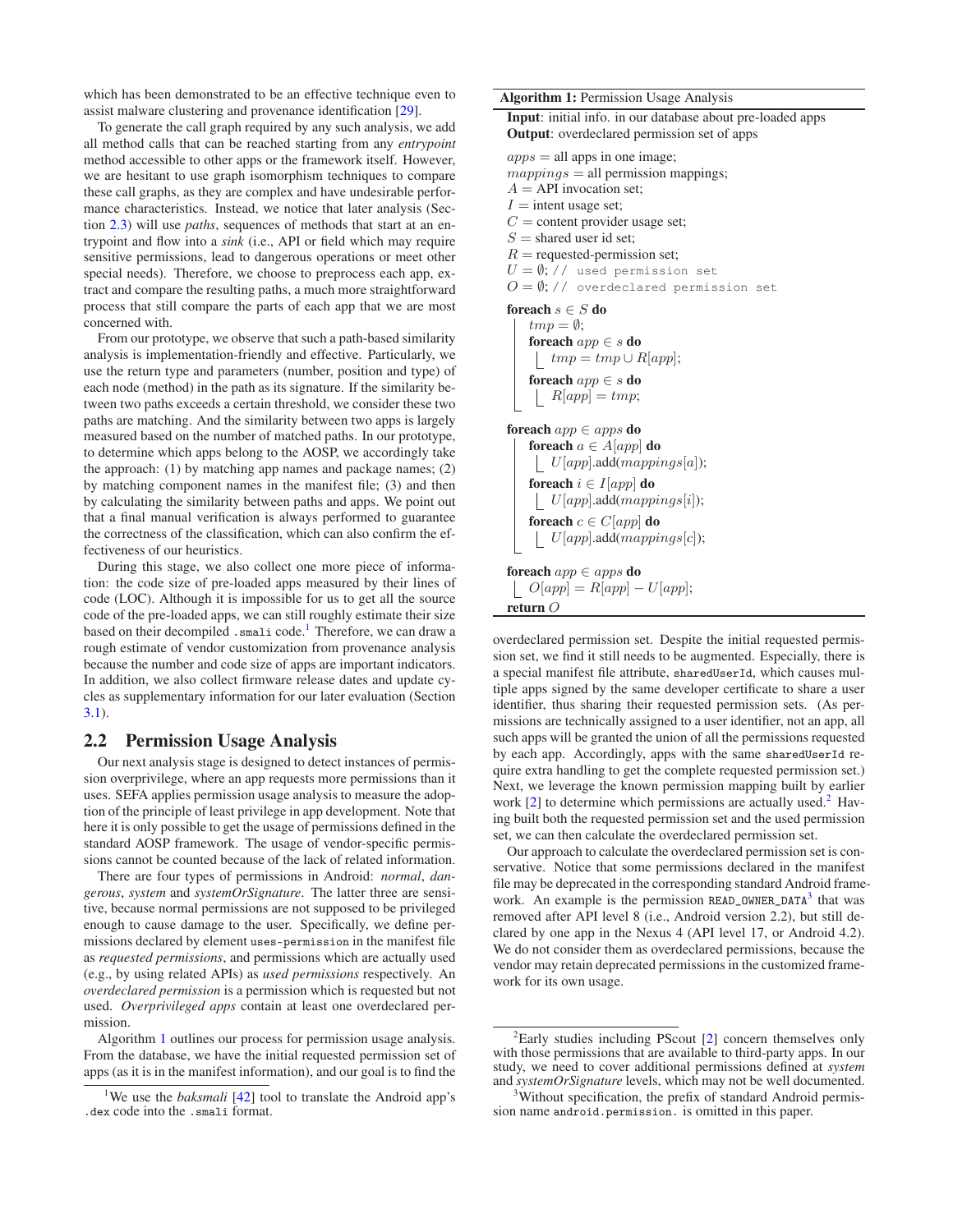which has been demonstrated to be an effective technique even to assist malware clustering and provenance identification [29].

To generate the call graph required by any such analysis, we add all method calls that can be reached starting from any *entrypoint* method accessible to other apps or the framework itself. However, we are hesitant to use graph isomorphism techniques to compare these call graphs, as they are complex and have undesirable performance characteristics. Instead, we notice that later analysis (Section 2.3) will use *paths*, sequences of methods that start at an entrypoint and flow into a *sink* (i.e., API or field which may require sensitive permissions, lead to dangerous operations or meet other special needs). Therefore, we choose to preprocess each app, extract and compare the resulting paths, a much more straightforward process that still compare the parts of each app that we are most concerned with.

From our prototype, we observe that such a path-based similarity analysis is implementation-friendly and effective. Particularly, we use the return type and parameters (number, position and type) of each node (method) in the path as its signature. If the similarity between two paths exceeds a certain threshold, we consider these two paths are matching. And the similarity between two apps is largely measured based on the number of matched paths. In our prototype, to determine which apps belong to the AOSP, we accordingly take the approach: (1) by matching app names and package names; (2) by matching component names in the manifest file; (3) and then by calculating the similarity between paths and apps. We point out that a final manual verification is always performed to guarantee the correctness of the classification, which can also confirm the effectiveness of our heuristics.

During this stage, we also collect one more piece of information: the code size of pre-loaded apps measured by their lines of code (LOC). Although it is impossible for us to get all the source code of the pre-loaded apps, we can still roughly estimate their size based on their decompiled `.smali` code.[1] Therefore, we can draw a rough estimate of vendor customization from provenance analysis because the number and code size of apps are important indicators. In addition, we also collect firmware release dates and update cycles as supplementary information for our later evaluation (Section 3.1).

## 2.2 Permission Usage Analysis

Our next analysis stage is designed to detect instances of permission overprivilege, where an app requests more permissions than it uses. SEFA applies permission usage analysis to measure the adoption of the principle of least privilege in app development. Note that here it is only possible to get the usage of permissions defined in the standard AOSP framework. The usage of vendor-specific permissions cannot be counted because of the lack of related information.

There are four types of permissions in Android: *normal*, *dangerous*, *system* and *systemOrSignature*. The latter three are sensitive, because normal permissions are not supposed to be privileged enough to cause damage to the user. Specifically, we define permissions declared by element `uses-permission` in the manifest file as *requested permissions*, and permissions which are actually used (e.g., by using related APIs) as *used permissions* respectively. An *overdeclared permission* is a permission which is requested but not used. *Overprivileged apps* contain at least one overdeclared permission.

Algorithm 1 outlines our process for permission usage analysis. From the database, we have the initial requested permission set of apps (as it is in the manifest information), and our goal is to find the overdeclared permission set. Despite the initial requested permission set, we find it still needs to be augmented. Especially, there is a special manifest file attribute, `sharedUserId`, which causes multiple apps signed by the same developer certificate to share a user identifier, thus sharing their requested permission sets. (As permissions are technically assigned to a user identifier, not an app, all such apps will be granted the union of all the permissions requested by each app. Accordingly, apps with the same `sharedUserId` require extra handling to get the complete requested permission set.) Next, we leverage the known permission mapping built by earlier work [2] to determine which permissions are actually used.[2] Having built both the requested permission set and the used permission set, we can then calculate the overdeclared permission set.

**Algorithm 1:** Permission Usage Analysis

**Input**: initial info. in our database about pre-loaded apps
**Output**: overdeclared permission set of apps

$apps$ = all apps in one image;
$mappings$ = all permission mappings;
$A$ = API invocation set;
$I$ = intent usage set;
$C$ = content provider usage set;
$S$ = shared user id set;
$R$ = requested-permission set;
$U = \emptyset$; // used permission set
$O = \emptyset$; // overdeclared permission set

```
foreach s ∈ S do
    tmp = ∅;
    foreach app ∈ s do
        tmp = tmp ∪ R[app];
    foreach app ∈ s do
        R[app] = tmp;

foreach app ∈ apps do
    foreach a ∈ A[app] do
        U[app].add(mappings[a]);
    foreach i ∈ I[app] do
        U[app].add(mappings[i]);
    foreach c ∈ C[app] do
        U[app].add(mappings[c]);

foreach app ∈ apps do
    O[app] = R[app] − U[app];
return O
```

Our approach to calculate the overdeclared permission set is conservative. Notice that some permissions declared in the manifest file may be deprecated in the corresponding standard Android framework. An example is the permission `READ_OWNER_DATA`[3] that was removed after API level 8 (i.e., Android version 2.2), but still declared by one app in the Nexus 4 (API level 17, or Android 4.2). We do not consider them as overdeclared permissions, because the vendor may retain deprecated permissions in the customized framework for its own usage.

[1] We use the *baksmali* [42] tool to translate the Android app's `.dex` code into the `.smali` format.

[2] Early studies including PScout [2] concern themselves only with those permissions that are available to third-party apps. In our study, we need to cover additional permissions defined at *system* and *systemOrSignature* levels, which may not be well documented.

[3] Without specification, the prefix of standard Android permission name `android.permission.` is omitted in this paper.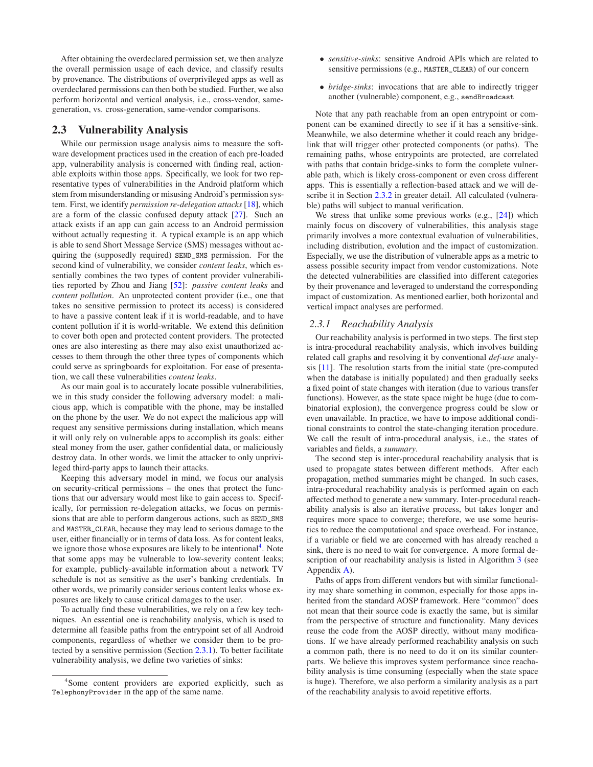After obtaining the overdeclared permission set, we then analyze the overall permission usage of each device, and classify results by provenance. The distributions of overprivileged apps as well as overdeclared permissions can then both be studied. Further, we also perform horizontal and vertical analysis, i.e., cross-vendor, same-generation, vs. cross-generation, same-vendor comparisons.

## 2.3 Vulnerability Analysis

While our permission usage analysis aims to measure the software development practices used in the creation of each pre-loaded app, vulnerability analysis is concerned with finding real, actionable exploits within those apps. Specifically, we look for two representative types of vulnerabilities in the Android platform which stem from misunderstanding or misusing Android's permission system. First, we identify *permission re-delegation attacks* [18], which are a form of the classic confused deputy attack [27]. Such an attack exists if an app can gain access to an Android permission without actually requesting it. A typical example is an app which is able to send Short Message Service (SMS) messages without acquiring the (supposedly required) `SEND_SMS` permission. For the second kind of vulnerability, we consider *content leaks*, which essentially combines the two types of content provider vulnerabilities reported by Zhou and Jiang [52]: *passive content leaks* and *content pollution*. An unprotected content provider (i.e., one that takes no sensitive permission to protect its access) is considered to have a passive content leak if it is world-readable, and to have content pollution if it is world-writable. We extend this definition to cover both open and protected content providers. The protected ones are also interesting as there may also exist unauthorized accesses to them through the other three types of components which could serve as springboards for exploitation. For ease of presentation, we call these vulnerabilities *content leaks*.

As our main goal is to accurately locate possible vulnerabilities, we in this study consider the following adversary model: a malicious app, which is compatible with the phone, may be installed on the phone by the user. We do not expect the malicious app will request any sensitive permissions during installation, which means it will only rely on vulnerable apps to accomplish its goals: either steal money from the user, gather confidential data, or maliciously destroy data. In other words, we limit the attacker to only unprivileged third-party apps to launch their attacks.

Keeping this adversary model in mind, we focus our analysis on security-critical permissions – the ones that protect the functions that our adversary would most like to gain access to. Specifically, for permission re-delegation attacks, we focus on permissions that are able to perform dangerous actions, such as `SEND_SMS` and `MASTER_CLEAR`, because they may lead to serious damage to the user, either financially or in terms of data loss. As for content leaks, we ignore those whose exposures are likely to be intentional[4]. Note that some apps may be vulnerable to low-severity content leaks; for example, publicly-available information about a network TV schedule is not as sensitive as the user's banking credentials. In other words, we primarily consider serious content leaks whose exposures are likely to cause critical damages to the user.

To actually find these vulnerabilities, we rely on a few key techniques. An essential one is reachability analysis, which is used to determine all feasible paths from the entrypoint set of all Android components, regardless of whether we consider them to be protected by a sensitive permission (Section 2.3.1). To better facilitate vulnerability analysis, we define two varieties of sinks:

[4]Some content providers are exported explicitly, such as `TelephonyProvider` in the app of the same name.

- *sensitive-sinks*: sensitive Android APIs which are related to sensitive permissions (e.g., `MASTER_CLEAR`) of our concern
- *bridge-sinks*: invocations that are able to indirectly trigger another (vulnerable) component, e.g., `sendBroadcast`

Note that any path reachable from an open entrypoint or component can be examined directly to see if it has a sensitive-sink. Meanwhile, we also determine whether it could reach any bridge-link that will trigger other protected components (or paths). The remaining paths, whose entrypoints are protected, are correlated with paths that contain bridge-sinks to form the complete vulnerable path, which is likely cross-component or even cross different apps. This is essentially a reflection-based attack and we will describe it in Section 2.3.2 in greater detail. All calculated (vulnerable) paths will subject to manual verification.

We stress that unlike some previous works (e.g., [24]) which mainly focus on discovery of vulnerabilities, this analysis stage primarily involves a more contextual evaluation of vulnerabilities, including distribution, evolution and the impact of customization. Especially, we use the distribution of vulnerable apps as a metric to assess possible security impact from vendor customizations. Note the detected vulnerabilities are classified into different categories by their provenance and leveraged to understand the corresponding impact of customization. As mentioned earlier, both horizontal and vertical impact analyses are performed.

### 2.3.1 Reachability Analysis

Our reachability analysis is performed in two steps. The first step is intra-procedural reachability analysis, which involves building related call graphs and resolving it by conventional *def-use* analysis [11]. The resolution starts from the initial state (pre-computed when the database is initially populated) and then gradually seeks a fixed point of state changes with iteration (due to various transfer functions). However, as the state space might be huge (due to combinatorial explosion), the convergence progress could be slow or even unavailable. In practice, we have to impose additional conditional constraints to control the state-changing iteration procedure. We call the result of intra-procedural analysis, i.e., the states of variables and fields, a *summary*.

The second step is inter-procedural reachability analysis that is used to propagate states between different methods. After each propagation, method summaries might be changed. In such cases, intra-procedural reachability analysis is performed again on each affected method to generate a new summary. Inter-procedural reachability analysis is also an iterative process, but takes longer and requires more space to converge; therefore, we use some heuristics to reduce the computational and space overhead. For instance, if a variable or field we are concerned with has already reached a sink, there is no need to wait for convergence. A more formal description of our reachability analysis is listed in Algorithm 3 (see Appendix A).

Paths of apps from different vendors but with similar functionality may share something in common, especially for those apps inherited from the standard AOSP framework. Here "common" does not mean that their source code is exactly the same, but is similar from the perspective of structure and functionality. Many devices reuse the code from the AOSP directly, without many modifications. If we have already performed reachability analysis on such a common path, there is no need to do it on its similar counterparts. We believe this improves system performance since reachability analysis is time consuming (especially when the state space is huge). Therefore, we also perform a similarity analysis as a part of the reachability analysis to avoid repetitive efforts.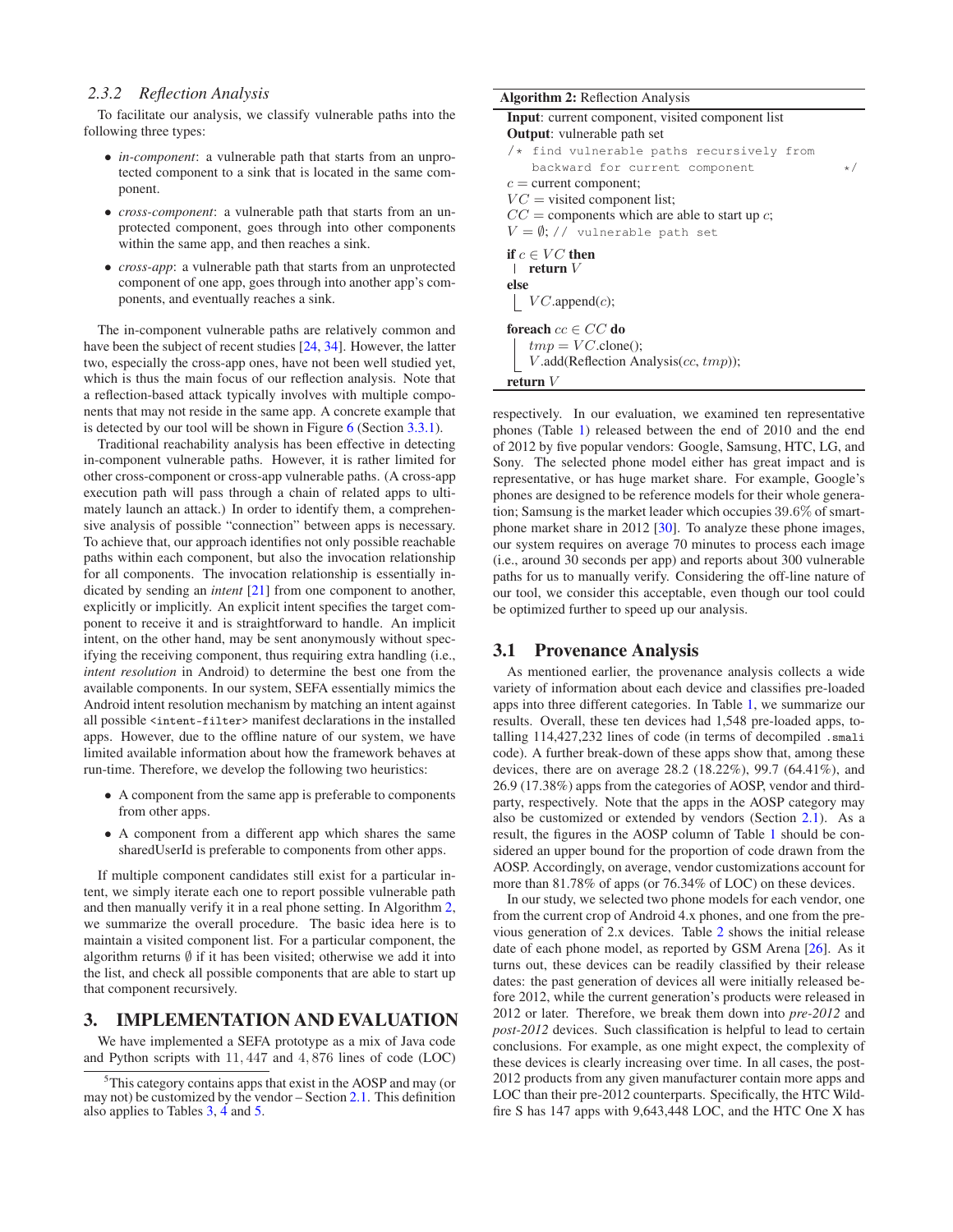### 2.3.2 Reflection Analysis

To facilitate our analysis, we classify vulnerable paths into the following three types:

- *in-component*: a vulnerable path that starts from an unprotected component to a sink that is located in the same component.
- *cross-component*: a vulnerable path that starts from an unprotected component, goes through into other components within the same app, and then reaches a sink.
- *cross-app*: a vulnerable path that starts from an unprotected component of one app, goes through into another app's components, and eventually reaches a sink.

The in-component vulnerable paths are relatively common and have been the subject of recent studies [24, 34]. However, the latter two, especially the cross-app ones, have not been well studied yet, which is thus the main focus of our reflection analysis. Note that a reflection-based attack typically involves with multiple components that may not reside in the same app. A concrete example that is detected by our tool will be shown in Figure 6 (Section 3.3.1).

Traditional reachability analysis has been effective in detecting in-component vulnerable paths. However, it is rather limited for other cross-component or cross-app vulnerable paths. (A cross-app execution path will pass through a chain of related apps to ultimately launch an attack.) In order to identify them, a comprehensive analysis of possible "connection" between apps is necessary. To achieve that, our approach identifies not only possible reachable paths within each component, but also the invocation relationship for all components. The invocation relationship is essentially indicated by sending an *intent* [21] from one component to another, explicitly or implicitly. An explicit intent specifies the target component to receive it and is straightforward to handle. An implicit intent, on the other hand, may be sent anonymously without specifying the receiving component, thus requiring extra handling (i.e., *intent resolution* in Android) to determine the best one from the available components. In our system, SEFA essentially mimics the Android intent resolution mechanism by matching an intent against all possible `<intent-filter>` manifest declarations in the installed apps. However, due to the offline nature of our system, we have limited available information about how the framework behaves at run-time. Therefore, we develop the following two heuristics:

- A component from the same app is preferable to components from other apps.
- A component from a different app which shares the same sharedUserId is preferable to components from other apps.

If multiple component candidates still exist for a particular intent, we simply iterate each one to report possible vulnerable path and then manually verify it in a real phone setting. In Algorithm 2, we summarize the overall procedure. The basic idea here is to maintain a visited component list. For a particular component, the algorithm returns $\emptyset$ if it has been visited; otherwise we add it into the list, and check all possible components that are able to start up that component recursively.

**Algorithm 2:** Reflection Analysis

```
Input: current component, visited component list
Output: vulnerable path set
/* find vulnerable paths recursively from
   backward for current component                    */
c = current component;
VC = visited component list;
CC = components which are able to start up c;
V = ∅; // vulnerable path set
if c ∈ VC then
    return V
else
    VC.append(c);
foreach cc ∈ CC do
    tmp = VC.clone();
    V.add(Reflection Analysis(cc, tmp));
return V
```

## 3. IMPLEMENTATION AND EVALUATION

We have implemented a SEFA prototype as a mix of Java code and Python scripts with $11,447$ and $4,876$ lines of code (LOC) respectively. In our evaluation, we examined ten representative phones (Table 1) released between the end of 2010 and the end of 2012 by five popular vendors: Google, Samsung, HTC, LG, and Sony. The selected phone model either has great impact and is representative, or has huge market share. For example, Google's phones are designed to be reference models for their whole generation; Samsung is the market leader which occupies $39.6\%$ of smartphone market share in 2012 [30]. To analyze these phone images, our system requires on average 70 minutes to process each image (i.e., around 30 seconds per app) and reports about 300 vulnerable paths for us to manually verify. Considering the off-line nature of our tool, we consider this acceptable, even though our tool could be optimized further to speed up our analysis.

[5]This category contains apps that exist in the AOSP and may (or may not) be customized by the vendor – Section 2.1. This definition also applies to Tables 3, 4 and 5.

### 3.1 Provenance Analysis

As mentioned earlier, the provenance analysis collects a wide variety of information about each device and classifies pre-loaded apps into three different categories. In Table 1, we summarize our results. Overall, these ten devices had 1,548 pre-loaded apps, totalling 114,427,232 lines of code (in terms of decompiled `.smali` code). A further break-down of these apps show that, among these devices, there are on average 28.2 (18.22%), 99.7 (64.41%), and 26.9 (17.38%) apps from the categories of AOSP, vendor and third-party, respectively. Note that the apps in the AOSP category may also be customized or extended by vendors (Section 2.1). As a result, the figures in the AOSP column of Table 1 should be considered an upper bound for the proportion of code drawn from the AOSP. Accordingly, on average, vendor customizations account for more than 81.78% of apps (or 76.34% of LOC) on these devices.

In our study, we selected two phone models for each vendor, one from the current crop of Android 4.x phones, and one from the previous generation of 2.x devices. Table 2 shows the initial release date of each phone model, as reported by GSM Arena [26]. As it turns out, these devices can be readily classified by their release dates: the past generation of devices all were initially released before 2012, while the current generation's products were released in 2012 or later. Therefore, we break them down into *pre-2012* and *post-2012* devices. Such classification is helpful to lead to certain conclusions. For example, as one might expect, the complexity of these devices is clearly increasing over time. In all cases, the post-2012 products from any given manufacturer contain more apps and LOC than their pre-2012 counterparts. Specifically, the HTC Wildfire S has 147 apps with 9,643,448 LOC, and the HTC One X has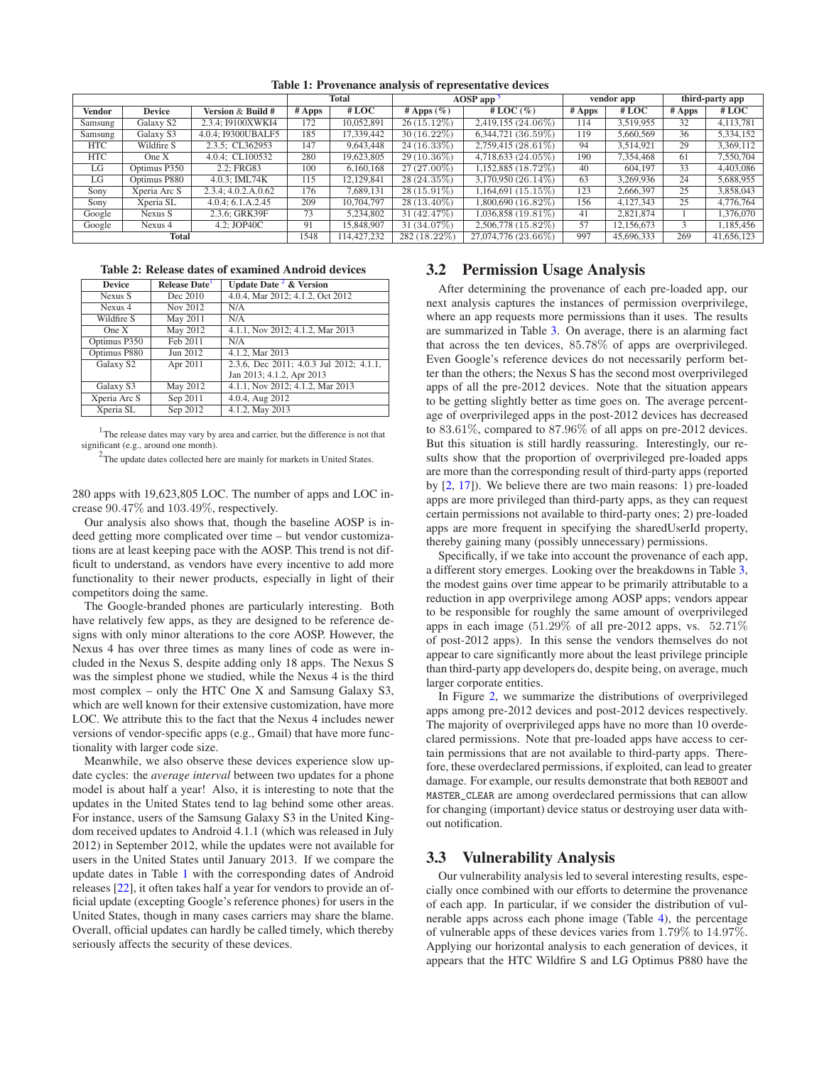**Table 1: Provenance analysis of representative devices**

| | | | Total | | AOSP app [5] | | vendor app | | third-party app | |
|---|---|---|---|---|---|---|---|---|---|---|
| Vendor | Device | Version & Build # | # Apps | # LOC | # Apps (%) | # LOC (%) | # Apps | # LOC | # Apps | # LOC |
| Samsung | Galaxy S2 | 2.3.4; I9100XWKI4 | 172 | 10,052,891 | 26 (15.12%) | 2,419,155 (24.06%) | 114 | 3,519,955 | 32 | 4,113,781 |
| Samsung | Galaxy S3 | 4.0.4; I9300UBALF5 | 185 | 17,339,442 | 30 (16.22%) | 6,344,721 (36.59%) | 119 | 5,660,569 | 36 | 5,334,152 |
| HTC | Wildfire S | 2.3.5; CL362953 | 147 | 9,643,448 | 24 (16.33%) | 2,759,415 (28.61%) | 94 | 3,514,921 | 29 | 3,369,112 |
| HTC | One X | 4.0.4; CL100532 | 280 | 19,623,805 | 29 (10.36%) | 4,718,633 (24.05%) | 190 | 7,354,468 | 61 | 7,550,704 |
| LG | Optimus P350 | 2.2; FRG83 | 100 | 6,160,168 | 27 (27.00%) | 1,152,885 (18.72%) | 40 | 604,197 | 33 | 4,403,086 |
| LG | Optimus P880 | 4.0.3; IML74K | 115 | 12,129,841 | 28 (24.35%) | 3,170,950 (26.14%) | 63 | 3,269,936 | 24 | 5,688,955 |
| Sony | Xperia Arc S | 2.3.4; 4.0.2.A.0.62 | 176 | 7,689,131 | 28 (15.91%) | 1,164,691 (15.15%) | 123 | 2,666,397 | 25 | 3,858,043 |
| Sony | Xperia SL | 4.0.4; 6.1.A.2.45 | 209 | 10,704,797 | 28 (13.40%) | 1,800,690 (16.82%) | 156 | 4,127,343 | 25 | 4,776,764 |
| Google | Nexus S | 2.3.6; GRK39F | 73 | 5,234,802 | 31 (42.47%) | 1,036,858 (19.81%) | 41 | 2,821,874 | 1 | 1,376,070 |
| Google | Nexus 4 | 4.2; JOP40C | 91 | 15,848,907 | 31 (34.07%) | 2,506,778 (15.82%) | 57 | 12,156,673 | 3 | 1,185,456 |
| Total | | | 1548 | 114,427,232 | 282 (18.22%) | 27,074,776 (23.66%) | 997 | 45,696,333 | 269 | 41,656,123 |

**Table 2: Release dates of examined Android devices**

| Device | Release Date[1] | Update Date [2] & Version |
|---|---|---|
| Nexus S | Dec 2010 | 4.0.4, Mar 2012; 4.1.2, Oct 2012 |
| Nexus 4 | Nov 2012 | N/A |
| Wildfire S | May 2011 | N/A |
| One X | May 2012 | 4.1.1, Nov 2012; 4.1.2, Mar 2013 |
| Optimus P350 | Feb 2011 | N/A |
| Optimus P880 | Jun 2012 | 4.1.2, Mar 2013 |
| Galaxy S2 | Apr 2011 | 2.3.6, Dec 2011; 4.0.3 Jul 2012; 4.1.1, Jan 2013; 4.1.2, Apr 2013 |
| Galaxy S3 | May 2012 | 4.1.1, Nov 2012; 4.1.2, Mar 2013 |
| Xperia Arc S | Sep 2011 | 4.0.4, Aug 2012 |
| Xperia SL | Sep 2012 | 4.1.2, May 2013 |

[1]The release dates may vary by area and carrier, but the difference is not that significant (e.g., around one month).

[2]The update dates collected here are mainly for markets in United States.

280 apps with 19,623,805 LOC. The number of apps and LOC increase 90.47% and 103.49%, respectively.

Our analysis also shows that, though the baseline AOSP is indeed getting more complicated over time – but vendor customizations are at least keeping pace with the AOSP. This trend is not difficult to understand, as vendors have every incentive to add more functionality to their newer products, especially in light of their competitors doing the same.

The Google-branded phones are particularly interesting. Both have relatively few apps, as they are designed to be reference designs with only minor alterations to the core AOSP. However, the Nexus 4 has over three times as many lines of code as were included in the Nexus S, despite adding only 18 apps. The Nexus S was the simplest phone we studied, while the Nexus 4 is the third most complex – only the HTC One X and Samsung Galaxy S3, which are well known for their extensive customization, have more LOC. We attribute this to the fact that the Nexus 4 includes newer versions of vendor-specific apps (e.g., Gmail) that have more functionality with larger code size.

Meanwhile, we also observe these devices experience slow update cycles: the *average interval* between two updates for a phone model is about half a year! Also, it is interesting to note that the updates in the United States tend to lag behind some other areas. For instance, users of the Samsung Galaxy S3 in the United Kingdom received updates to Android 4.1.1 (which was released in July 2012) in September 2012, while the updates were not available for users in the United States until January 2013. If we compare the update dates in Table 1 with the corresponding dates of Android releases [22], it often takes half a year for vendors to provide an official update (excepting Google's reference phones) for users in the United States, though in many cases carriers may share the blame. Overall, official updates can hardly be called timely, which thereby seriously affects the security of these devices.

## 3.2 Permission Usage Analysis

After determining the provenance of each pre-loaded app, our next analysis captures the instances of permission overprivilege, where an app requests more permissions than it uses. The results are summarized in Table 3. On average, there is an alarming fact that across the ten devices, 85.78% of apps are overprivileged. Even Google's reference devices do not necessarily perform better than the others; the Nexus S has the second most overprivileged apps of all the pre-2012 devices. Note that the situation appears to be getting slightly better as time goes on. The average percentage of overprivileged apps in the post-2012 devices has decreased to 83.61%, compared to 87.96% of all apps on pre-2012 devices. But this situation is still hardly reassuring. Interestingly, our results show that the proportion of overprivileged pre-loaded apps are more than the corresponding result of third-party apps (reported by [2, 17]). We believe there are two main reasons: 1) pre-loaded apps are more privileged than third-party apps, as they can request certain permissions not available to third-party ones; 2) pre-loaded apps are more frequent in specifying the sharedUserId property, thereby gaining many (possibly unnecessary) permissions.

Specifically, if we take into account the provenance of each app, a different story emerges. Looking over the breakdowns in Table 3, the modest gains over time appear to be primarily attributable to a reduction in app overprivilege among AOSP apps; vendors appear to be responsible for roughly the same amount of overprivileged apps in each image (51.29% of all pre-2012 apps, vs. 52.71% of post-2012 apps). In this sense the vendors themselves do not appear to care significantly more about the least privilege principle than third-party app developers do, despite being, on average, much larger corporate entities.

In Figure 2, we summarize the distributions of overprivileged apps among pre-2012 devices and post-2012 devices respectively. The majority of overprivileged apps have no more than 10 overdeclared permissions. Note that pre-loaded apps have access to certain permissions that are not available to third-party apps. Therefore, these overdeclared permissions, if exploited, can lead to greater damage. For example, our results demonstrate that both `REBOOT` and `MASTER_CLEAR` are among overdeclared permissions that can allow for changing (important) device status or destroying user data without notification.

## 3.3 Vulnerability Analysis

Our vulnerability analysis led to several interesting results, especially once combined with our efforts to determine the provenance of each app. In particular, if we consider the distribution of vulnerable apps across each phone image (Table 4), the percentage of vulnerable apps of these devices varies from 1.79% to 14.97%. Applying our horizontal analysis to each generation of devices, it appears that the HTC Wildfire S and LG Optimus P880 have the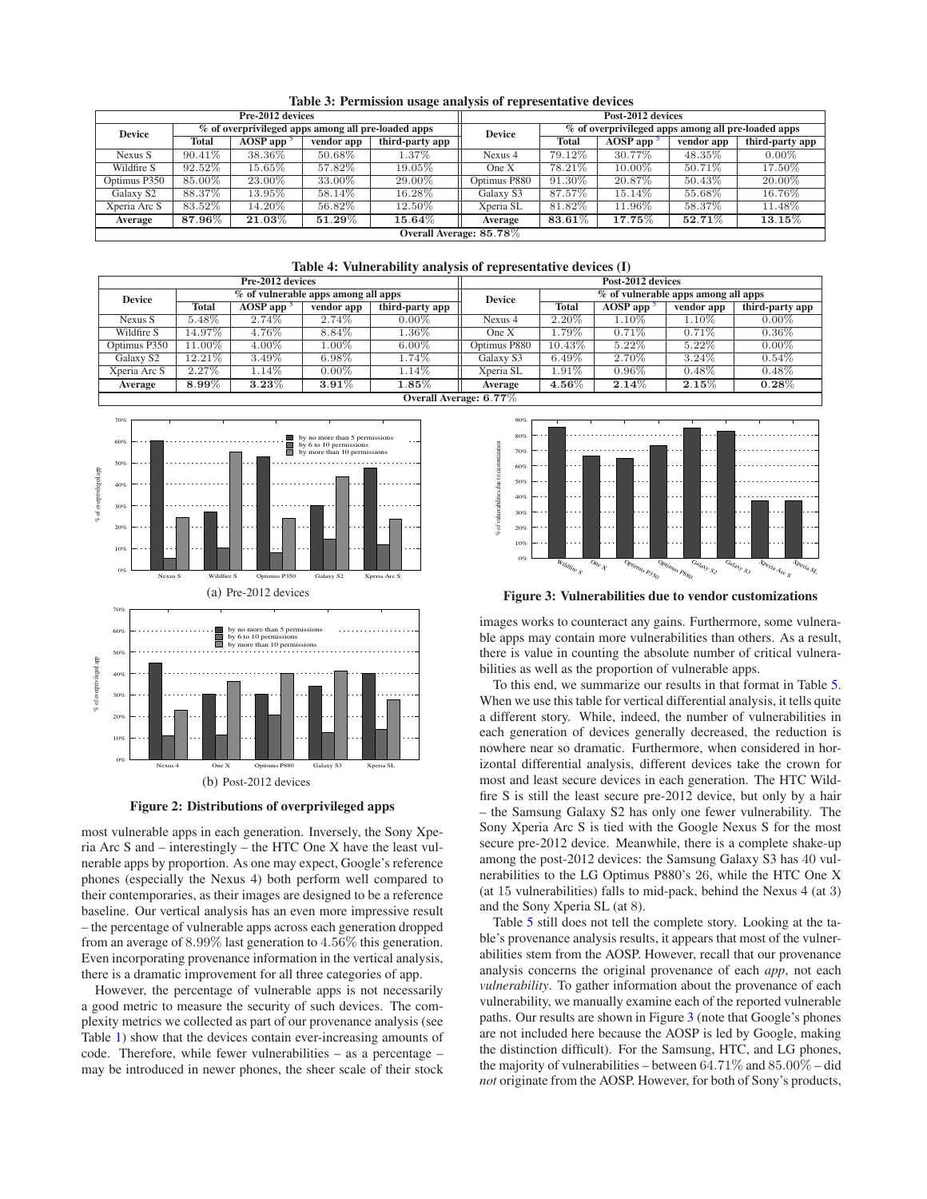**Table 3: Permission usage analysis of representative devices**

| Pre-2012 devices | | | | | Post-2012 devices | | | | |
|---|---|---|---|---|---|---|---|---|---|
| Device | % of overprivileged apps among all pre-loaded apps | | | | Device | % of overprivileged apps among all pre-loaded apps | | | |
| | Total | AOSP app [5] | vendor app | third-party app | | Total | AOSP app [5] | vendor app | third-party app |
| Nexus S | 90.41% | 38.36% | 50.68% | 1.37% | Nexus 4 | 79.12% | 30.77% | 48.35% | 0.00% |
| Wildfire S | 92.52% | 15.65% | 57.82% | 19.05% | One X | 78.21% | 10.00% | 50.71% | 17.50% |
| Optimus P350 | 85.00% | 23.00% | 33.00% | 29.00% | Optimus P880 | 91.30% | 20.87% | 50.43% | 20.00% |
| Galaxy S2 | 88.37% | 13.95% | 58.14% | 16.28% | Galaxy S3 | 87.57% | 15.14% | 55.68% | 16.76% |
| Xperia Arc S | 83.52% | 14.20% | 56.82% | 12.50% | Xperia SL | 81.82% | 11.96% | 58.37% | 11.48% |
| **Average** | **87.96%** | **21.03%** | **51.29%** | **15.64%** | **Average** | **83.61%** | **17.75%** | **52.71%** | **13.15%** |
| **Overall Average: 85.78%** | | | | | | | | | |

**Table 4: Vulnerability analysis of representative devices (I)**

| Pre-2012 devices | | | | | Post-2012 devices | | | | |
|---|---|---|---|---|---|---|---|---|---|
| Device | % of vulnerable apps among all apps | | | | Device | % of vulnerable apps among all apps | | | |
| | Total | AOSP app [5] | vendor app | third-party app | | Total | AOSP app [5] | vendor app | third-party app |
| Nexus S | 5.48% | 2.74% | 2.74% | 0.00% | Nexus 4 | 2.20% | 1.10% | 1.10% | 0.00% |
| Wildfire S | 14.97% | 4.76% | 8.84% | 1.36% | One X | 1.79% | 0.71% | 0.71% | 0.36% |
| Optimus P350 | 11.00% | 4.00% | 1.00% | 6.00% | Optimus P880 | 10.43% | 5.22% | 5.22% | 0.00% |
| Galaxy S2 | 12.21% | 3.49% | 6.98% | 1.74% | Galaxy S3 | 6.49% | 2.70% | 3.24% | 0.54% |
| Xperia Arc S | 2.27% | 1.14% | 0.00% | 1.14% | Xperia SL | 1.91% | 0.96% | 0.48% | 0.48% |
| **Average** | **8.99%** | **3.23%** | **3.91%** | **1.85%** | **Average** | **4.56%** | **2.14%** | **2.15%** | **0.28%** |
| **Overall Average: 6.77%** | | | | | | | | | |

(a) Pre-2012 devices

(b) Post-2012 devices

**Figure 2: Distributions of overprivileged apps**

**Figure 3: Vulnerabilities due to vendor customizations**

most vulnerable apps in each generation. Inversely, the Sony Xperia Arc S and – interestingly – the HTC One X have the least vulnerable apps by proportion. As one may expect, Google's reference phones (especially the Nexus 4) both perform well compared to their contemporaries, as their images are designed to be a reference baseline. Our vertical analysis has an even more impressive result – the percentage of vulnerable apps across each generation dropped from an average of 8.99% last generation to 4.56% this generation. Even incorporating provenance information in the vertical analysis, there is a dramatic improvement for all three categories of app.

However, the percentage of vulnerable apps is not necessarily a good metric to measure the security of such devices. The complexity metrics we collected as part of our provenance analysis (see Table 1) show that the devices contain ever-increasing amounts of code. Therefore, while fewer vulnerabilities – as a percentage – may be introduced in newer phones, the sheer scale of their stock images works to counteract any gains. Furthermore, some vulnerable apps may contain more vulnerabilities than others. As a result, there is value in counting the absolute number of critical vulnerabilities as well as the proportion of vulnerable apps.

To this end, we summarize our results in that format in Table 5. When we use this table for vertical differential analysis, it tells quite a different story. While, indeed, the number of vulnerabilities in each generation of devices generally decreased, the reduction is nowhere near so dramatic. Furthermore, when considered in horizontal differential analysis, different devices take the crown for most and least secure devices in each generation. The HTC Wildfire S is still the least secure pre-2012 device, but only by a hair – the Samsung Galaxy S2 has only one fewer vulnerability. The Sony Xperia Arc S is tied with the Google Nexus S for the most secure pre-2012 device. Meanwhile, there is a complete shake-up among the post-2012 devices: the Samsung Galaxy S3 has 40 vulnerabilities to the LG Optimus P880's 26, while the HTC One X (at 15 vulnerabilities) falls to mid-pack, behind the Nexus 4 (at 3) and the Sony Xperia SL (at 8).

Table 5 still does not tell the complete story. Looking at the table's provenance analysis results, it appears that most of the vulnerabilities stem from the AOSP. However, recall that our provenance analysis concerns the original provenance of each *app*, not each *vulnerability*. To gather information about the provenance of each vulnerability, we manually examine each of the reported vulnerable paths. Our results are shown in Figure 3 (note that Google's phones are not included here because the AOSP is led by Google, making the distinction difficult). For the Samsung, HTC, and LG phones, the majority of vulnerabilities – between 64.71% and 85.00% – did *not* originate from the AOSP. However, for both of Sony's products,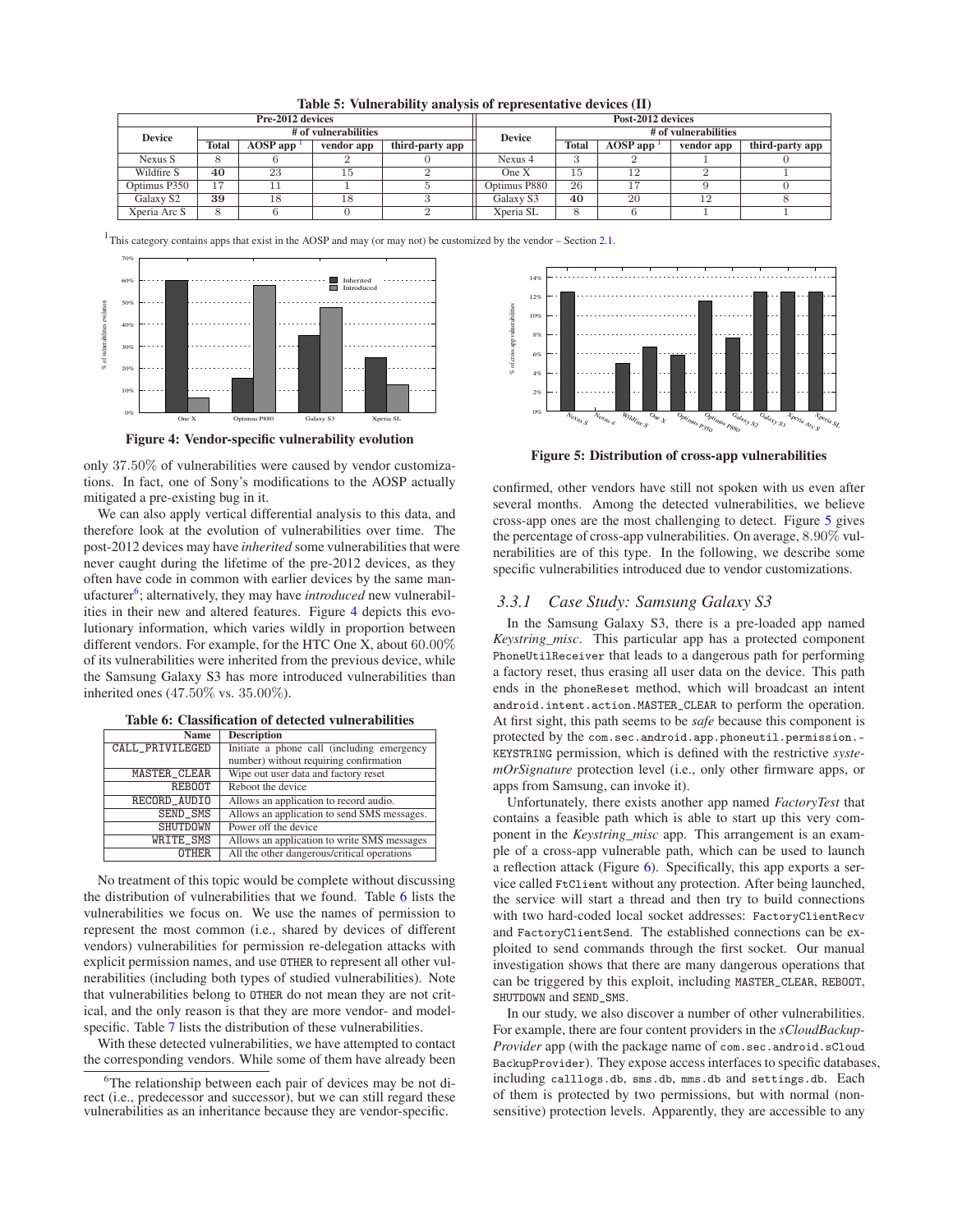**Table 5: Vulnerability analysis of representative devices (II)**

| Pre-2012 devices | | | | | Post-2012 devices | | | | |
|---|---|---|---|---|---|---|---|---|---|
| Device | # of vulnerabilities | | | | Device | # of vulnerabilities | | | |
| | Total | AOSP app [1] | vendor app | third-party app | | Total | AOSP app [1] | vendor app | third-party app |
| Nexus S | 8 | 6 | 2 | 0 | Nexus 4 | 3 | 2 | 1 | 0 |
| Wildfire S | **40** | 23 | 15 | 2 | One X | 15 | 12 | 2 | 1 |
| Optimus P350 | 17 | 11 | 1 | 5 | Optimus P880 | 26 | 17 | 9 | 0 |
| Galaxy S2 | **39** | 18 | 18 | 3 | Galaxy S3 | **40** | 20 | 12 | 8 |
| Xperia Arc S | 8 | 6 | 0 | 2 | Xperia SL | 8 | 6 | 1 | 1 |

[1] This category contains apps that exist in the AOSP and may (or may not) be customized by the vendor – Section 2.1.

**Figure 4: Vendor-specific vulnerability evolution**

**Figure 5: Distribution of cross-app vulnerabilities**

only 37.50% of vulnerabilities were caused by vendor customizations. In fact, one of Sony's modifications to the AOSP actually mitigated a pre-existing bug in it.

We can also apply vertical differential analysis to this data, and therefore look at the evolution of vulnerabilities over time. The post-2012 devices may have *inherited* some vulnerabilities that were never caught during the lifetime of the pre-2012 devices, as they often have code in common with earlier devices by the same manufacturer[6]; alternatively, they may have *introduced* new vulnerabilities in their new and altered features. Figure 4 depicts this evolutionary information, which varies wildly in proportion between different vendors. For example, for the HTC One X, about 60.00% of its vulnerabilities were inherited from the previous device, while the Samsung Galaxy S3 has more introduced vulnerabilities than inherited ones (47.50% vs. 35.00%).

**Table 6: Classification of detected vulnerabilities**

| Name | Description |
|---|---|
| CALL_PRIVILEGED | Initiate a phone call (including emergency number) without requiring confirmation |
| MASTER_CLEAR | Wipe out user data and factory reset |
| REBOOT | Reboot the device |
| RECORD_AUDIO | Allows an application to record audio. |
| SEND_SMS | Allows an application to send SMS messages. |
| SHUTDOWN | Power off the device |
| WRITE_SMS | Allows an application to write SMS messages |
| OTHER | All the other dangerous/critical operations |

No treatment of this topic would be complete without discussing the distribution of vulnerabilities that we found. Table 6 lists the vulnerabilities we focus on. We use the names of permission to represent the most common (i.e., shared by devices of different vendors) vulnerabilities for permission re-delegation attacks with explicit permission names, and use OTHER to represent all other vulnerabilities (including both types of studied vulnerabilities). Note that vulnerabilities belong to OTHER do not mean they are not critical, and the only reason is that they are more vendor- and model-specific. Table 7 lists the distribution of these vulnerabilities.

With these detected vulnerabilities, we have attempted to contact the corresponding vendors. While some of them have already been confirmed, other vendors have still not spoken with us even after several months. Among the detected vulnerabilities, we believe cross-app ones are the most challenging to detect. Figure 5 gives the percentage of cross-app vulnerabilities. On average, 8.90% vulnerabilities are of this type. In the following, we describe some specific vulnerabilities introduced due to vendor customizations.

### 3.3.1 Case Study: Samsung Galaxy S3

In the Samsung Galaxy S3, there is a pre-loaded app named *Keystring_misc*. This particular app has a protected component PhoneUtilReceiver that leads to a dangerous path for performing a factory reset, thus erasing all user data on the device. This path ends in the phoneReset method, which will broadcast an intent android.intent.action.MASTER_CLEAR to perform the operation. At first sight, this path seems to be *safe* because this component is protected by the com.sec.android.app.phoneutil.permission.-KEYSTRING permission, which is defined with the restrictive *systemOrSignature* protection level (i.e., only other firmware apps, or apps from Samsung, can invoke it).

Unfortunately, there exists another app named *FactoryTest* that contains a feasible path which is able to start up this very component in the *Keystring_misc* app. This arrangement is an example of a cross-app vulnerable path, which can be used to launch a reflection attack (Figure 6). Specifically, this app exports a service called FtClient without any protection. After being launched, the service will start a thread and then try to build connections with two hard-coded local socket addresses: FactoryClientRecv and FactoryClientSend. The established connections can be exploited to send commands through the first socket. Our manual investigation shows that there are many dangerous operations that can be triggered by this exploit, including MASTER_CLEAR, REBOOT, SHUTDOWN and SEND_SMS.

In our study, we also discover a number of other vulnerabilities. For example, there are four content providers in the *sCloudBackupProvider* app (with the package name of com.sec.android.sCloudBackupProvider). They expose access interfaces to specific databases, including calllogs.db, sms.db, mms.db and settings.db. Each of them is protected by two permissions, but with normal (non-sensitive) protection levels. Apparently, they are accessible to any

[6] The relationship between each pair of devices may be not direct (i.e., predecessor and successor), but we can still regard these vulnerabilities as an inheritance because they are vendor-specific.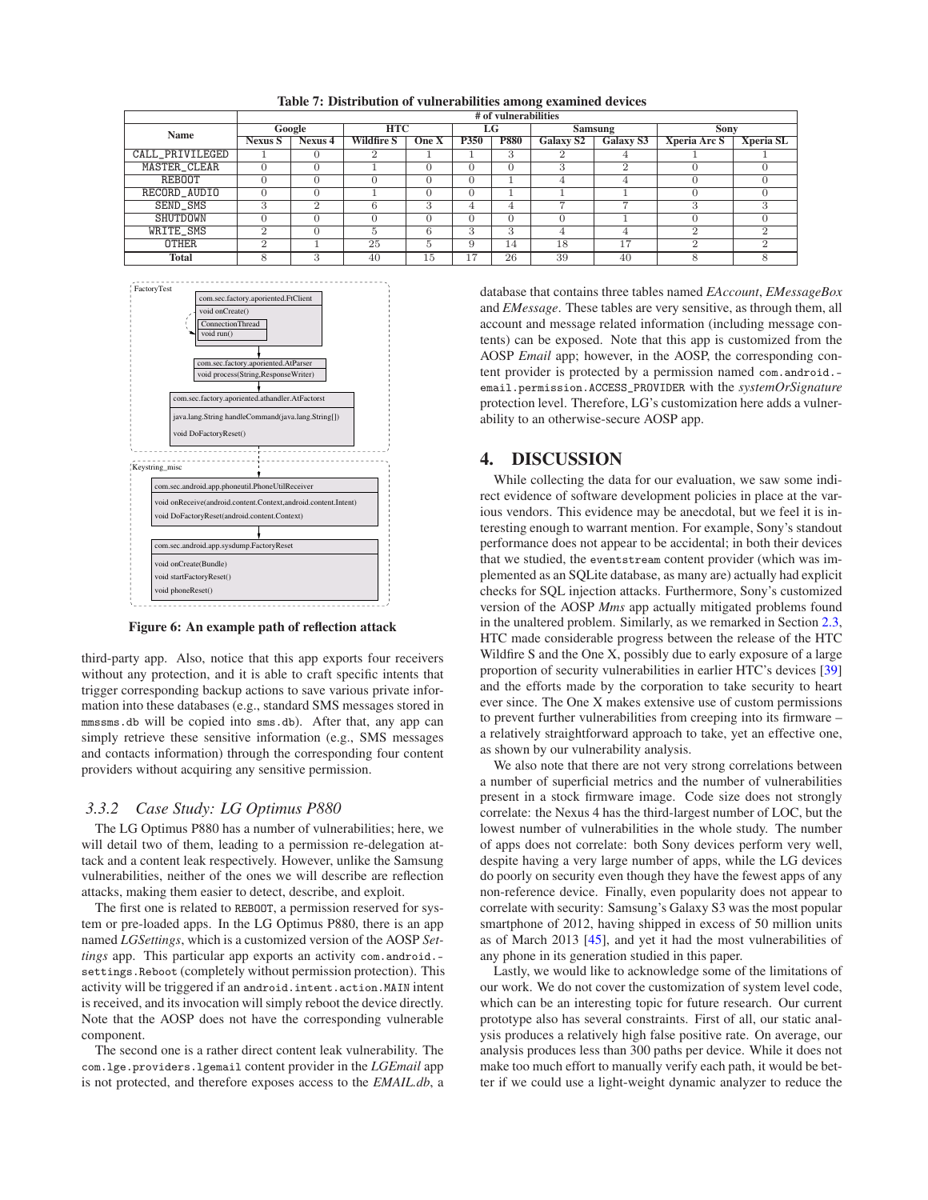**Table 7: Distribution of vulnerabilities among examined devices**

| Name | # of vulnerabilities | | | | | | | | | |
|---|---|---|---|---|---|---|---|---|---|---|
| | Google | | HTC | | LG | | Samsung | | Sony | |
| | Nexus S | Nexus 4 | Wildfire S | One X | P350 | P880 | Galaxy S2 | Galaxy S3 | Xperia Arc S | Xperia SL |
| CALL_PRIVILEGED | 1 | 0 | 2 | 1 | 1 | 3 | 2 | 4 | 1 | 1 |
| MASTER_CLEAR | 0 | 0 | 1 | 0 | 0 | 0 | 3 | 2 | 0 | 0 |
| REBOOT | 0 | 0 | 0 | 0 | 0 | 1 | 4 | 4 | 0 | 0 |
| RECORD_AUDIO | 0 | 0 | 1 | 0 | 0 | 1 | 1 | 1 | 0 | 0 |
| SEND_SMS | 3 | 2 | 6 | 3 | 4 | 4 | 7 | 7 | 3 | 3 |
| SHUTDOWN | 0 | 0 | 0 | 0 | 0 | 0 | 0 | 1 | 0 | 0 |
| WRITE_SMS | 2 | 0 | 5 | 6 | 3 | 3 | 4 | 4 | 2 | 2 |
| OTHER | 2 | 1 | 25 | 5 | 9 | 14 | 18 | 17 | 2 | 2 |
| **Total** | 8 | 3 | 40 | 15 | 17 | 26 | 39 | 40 | 8 | 8 |

FactoryTest

com.sec.factory.aporiented.FtClient
void onCreate()
ConnectionThread
void run()

com.sec.factory.aporiented.AtParser
void process(String,ResponseWriter)

com.sec.factory.aporiented.athandler.AtFactorst
java.lang.String handleCommand(java.lang.String[])
void DoFactoryReset()

Keystring_misc

com.sec.android.app.phoneutil.PhoneUtilReceiver
void onReceive(android.content.Context,android.content.Intent)
void DoFactoryReset(android.content.Context)

com.sec.android.app.sysdump.FactoryReset
void onCreate(Bundle)
void startFactoryReset()
void phoneReset()

**Figure 6: An example path of reflection attack**

third-party app. Also, notice that this app exports four receivers without any protection, and it is able to craft specific intents that trigger corresponding backup actions to save various private information into these databases (e.g., standard SMS messages stored in `mmssms.db` will be copied into `sms.db`). After that, any app can simply retrieve these sensitive information (e.g., SMS messages and contacts information) through the corresponding four content providers without acquiring any sensitive permission.

### 3.3.2 Case Study: LG Optimus P880

The LG Optimus P880 has a number of vulnerabilities; here, we will detail two of them, leading to a permission re-delegation attack and a content leak respectively. However, unlike the Samsung vulnerabilities, neither of the ones we will describe are reflection attacks, making them easier to detect, describe, and exploit.

The first one is related to `REBOOT`, a permission reserved for system or pre-loaded apps. In the LG Optimus P880, there is an app named *LGSettings*, which is a customized version of the AOSP *Settings* app. This particular app exports an activity `com.android.settings.Reboot` (completely without permission protection). This activity will be triggered if an `android.intent.action.MAIN` intent is received, and its invocation will simply reboot the device directly. Note that the AOSP does not have the corresponding vulnerable component.

The second one is a rather direct content leak vulnerability. The `com.lge.providers.lgemail` content provider in the *LGEmail* app is not protected, and therefore exposes access to the *EMAIL.db*, a database that contains three tables named *EAccount*, *EMessageBox* and *EMessage*. These tables are very sensitive, as through them, all account and message related information (including message contents) can be exposed. Note that this app is customized from the AOSP *Email* app; however, in the AOSP, the corresponding content provider is protected by a permission named `com.android.email.permission.ACCESS_PROVIDER` with the *systemOrSignature* protection level. Therefore, LG's customization here adds a vulnerability to an otherwise-secure AOSP app.

## 4. DISCUSSION

While collecting the data for our evaluation, we saw some indirect evidence of software development policies in place at the various vendors. This evidence may be anecdotal, but we feel it is interesting enough to warrant mention. For example, Sony's standout performance does not appear to be accidental; in both their devices that we studied, the `eventstream` content provider (which was implemented as an SQLite database, as many are) actually had explicit checks for SQL injection attacks. Furthermore, Sony's customized version of the AOSP *Mms* app actually mitigated problems found in the unaltered problem. Similarly, as we remarked in Section 2.3, HTC made considerable progress between the release of the HTC Wildfire S and the One X, possibly due to early exposure of a large proportion of security vulnerabilities in earlier HTC's devices [39] and the efforts made by the corporation to take security to heart ever since. The One X makes extensive use of custom permissions to prevent further vulnerabilities from creeping into its firmware – a relatively straightforward approach to take, yet an effective one, as shown by our vulnerability analysis.

We also note that there are not very strong correlations between a number of superficial metrics and the number of vulnerabilities present in a stock firmware image. Code size does not strongly correlate: the Nexus 4 has the third-largest number of LOC, but the lowest number of vulnerabilities in the whole study. The number of apps does not correlate: both Sony devices perform very well, despite having a very large number of apps, while the LG devices do poorly on security even though they have the fewest apps of any non-reference device. Finally, even popularity does not appear to correlate with security: Samsung's Galaxy S3 was the most popular smartphone of 2012, having shipped in excess of 50 million units as of March 2013 [45], and yet it had the most vulnerabilities of any phone in its generation studied in this paper.

Lastly, we would like to acknowledge some of the limitations of our work. We do not cover the customization of system level code, which can be an interesting topic for future research. Our current prototype also has several constraints. First of all, our static analysis produces a relatively high false positive rate. On average, our analysis produces less than 300 paths per device. While it does not make too much effort to manually verify each path, it would be better if we could use a light-weight dynamic analyzer to reduce the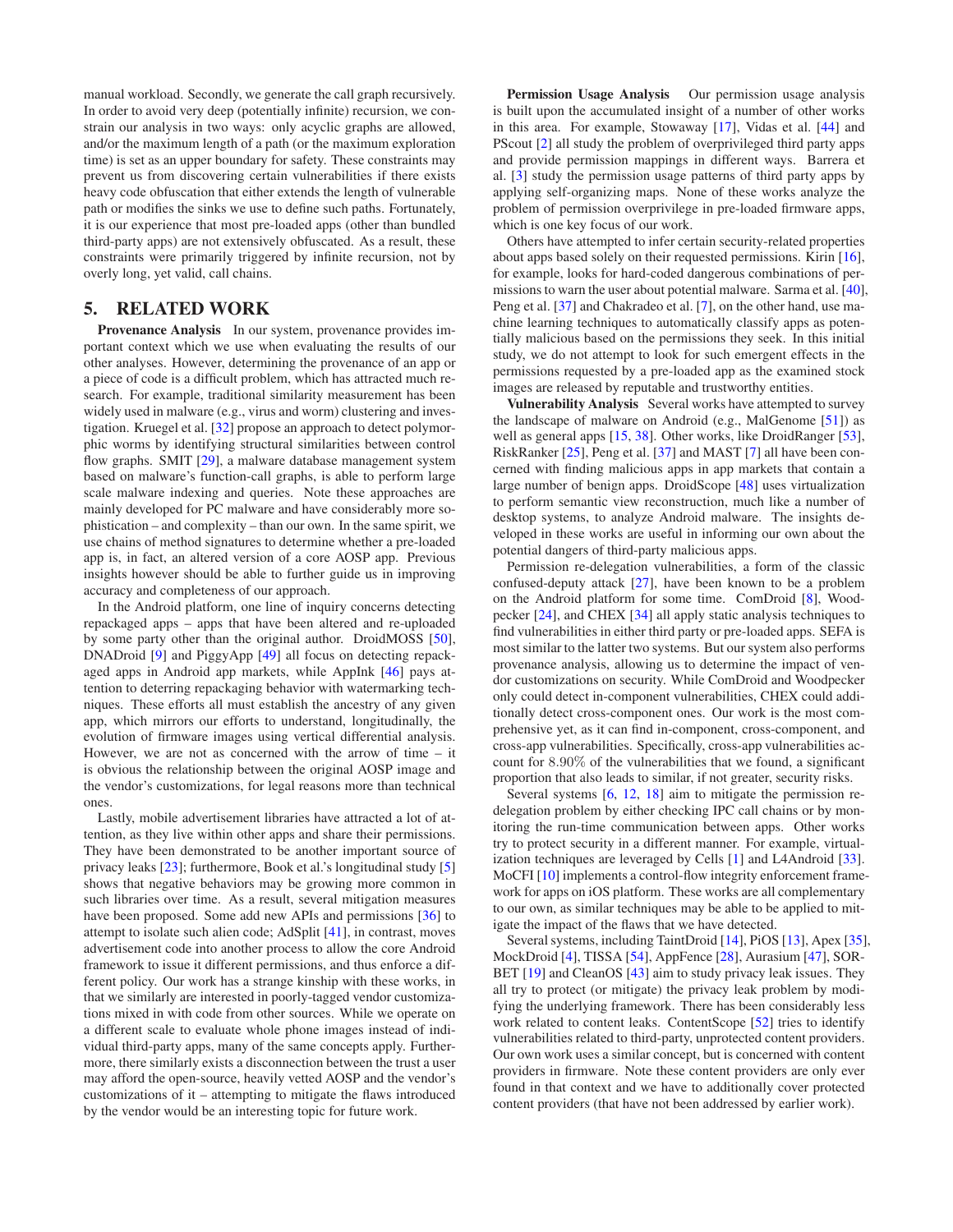manual workload. Secondly, we generate the call graph recursively. In order to avoid very deep (potentially infinite) recursion, we constrain our analysis in two ways: only acyclic graphs are allowed, and/or the maximum length of a path (or the maximum exploration time) is set as an upper boundary for safety. These constraints may prevent us from discovering certain vulnerabilities if there exists heavy code obfuscation that either extends the length of vulnerable path or modifies the sinks we use to define such paths. Fortunately, it is our experience that most pre-loaded apps (other than bundled third-party apps) are not extensively obfuscated. As a result, these constraints were primarily triggered by infinite recursion, not by overly long, yet valid, call chains.

## 5. RELATED WORK

**Provenance Analysis** In our system, provenance provides important context which we use when evaluating the results of our other analyses. However, determining the provenance of an app or a piece of code is a difficult problem, which has attracted much research. For example, traditional similarity measurement has been widely used in malware (e.g., virus and worm) clustering and investigation. Kruegel et al. [32] propose an approach to detect polymorphic worms by identifying structural similarities between control flow graphs. SMIT [29], a malware database management system based on malware's function-call graphs, is able to perform large scale malware indexing and queries. Note these approaches are mainly developed for PC malware and have considerably more sophistication – and complexity – than our own. In the same spirit, we use chains of method signatures to determine whether a pre-loaded app is, in fact, an altered version of a core AOSP app. Previous insights however should be able to further guide us in improving accuracy and completeness of our approach.

In the Android platform, one line of inquiry concerns detecting repackaged apps – apps that have been altered and re-uploaded by some party other than the original author. DroidMOSS [50], DNADroid [9] and PiggyApp [49] all focus on detecting repackaged apps in Android app markets, while AppInk [46] pays attention to deterring repackaging behavior with watermarking techniques. These efforts all must establish the ancestry of any given app, which mirrors our efforts to understand, longitudinally, the evolution of firmware images using vertical differential analysis. However, we are not as concerned with the arrow of time – it is obvious the relationship between the original AOSP image and the vendor's customizations, for legal reasons more than technical ones.

Lastly, mobile advertisement libraries have attracted a lot of attention, as they live within other apps and share their permissions. They have been demonstrated to be another important source of privacy leaks [23]; furthermore, Book et al.'s longitudinal study [5] shows that negative behaviors may be growing more common in such libraries over time. As a result, several mitigation measures have been proposed. Some add new APIs and permissions [36] to attempt to isolate such alien code; AdSplit [41], in contrast, moves advertisement code into another process to allow the core Android framework to issue it different permissions, and thus enforce a different policy. Our work has a strange kinship with these works, in that we similarly are interested in poorly-tagged vendor customizations mixed in with code from other sources. While we operate on a different scale to evaluate whole phone images instead of individual third-party apps, many of the same concepts apply. Furthermore, there similarly exists a disconnection between the trust a user may afford the open-source, heavily vetted AOSP and the vendor's customizations of it – attempting to mitigate the flaws introduced by the vendor would be an interesting topic for future work.

**Permission Usage Analysis** Our permission usage analysis is built upon the accumulated insight of a number of other works in this area. For example, Stowaway [17], Vidas et al. [44] and PScout [2] all study the problem of overprivileged third party apps and provide permission mappings in different ways. Barrera et al. [3] study the permission usage patterns of third party apps by applying self-organizing maps. None of these works analyze the problem of permission overprivilege in pre-loaded firmware apps, which is one key focus of our work.

Others have attempted to infer certain security-related properties about apps based solely on their requested permissions. Kirin [16], for example, looks for hard-coded dangerous combinations of permissions to warn the user about potential malware. Sarma et al. [40], Peng et al. [37] and Chakradeo et al. [7], on the other hand, use machine learning techniques to automatically classify apps as potentially malicious based on the permissions they seek. In this initial study, we do not attempt to look for such emergent effects in the permissions requested by a pre-loaded app as the examined stock images are released by reputable and trustworthy entities.

**Vulnerability Analysis** Several works have attempted to survey the landscape of malware on Android (e.g., MalGenome [51]) as well as general apps [15, 38]. Other works, like DroidRanger [53], RiskRanker [25], Peng et al. [37] and MAST [7] all have been concerned with finding malicious apps in app markets that contain a large number of benign apps. DroidScope [48] uses virtualization to perform semantic view reconstruction, much like a number of desktop systems, to analyze Android malware. The insights developed in these works are useful in informing our own about the potential dangers of third-party malicious apps.

Permission re-delegation vulnerabilities, a form of the classic confused-deputy attack [27], have been known to be a problem on the Android platform for some time. ComDroid [8], Woodpecker [24], and CHEX [34] all apply static analysis techniques to find vulnerabilities in either third party or pre-loaded apps. SEFA is most similar to the latter two systems. But our system also performs provenance analysis, allowing us to determine the impact of vendor customizations on security. While ComDroid and Woodpecker only could detect in-component vulnerabilities, CHEX could additionally detect cross-component ones. Our work is the most comprehensive yet, as it can find in-component, cross-component, and cross-app vulnerabilities. Specifically, cross-app vulnerabilities account for 8.90% of the vulnerabilities that we found, a significant proportion that also leads to similar, if not greater, security risks.

Several systems [6, 12, 18] aim to mitigate the permission re-delegation problem by either checking IPC call chains or by monitoring the run-time communication between apps. Other works try to protect security in a different manner. For example, virtualization techniques are leveraged by Cells [1] and L4Android [33]. MoCFI [10] implements a control-flow integrity enforcement framework for apps on iOS platform. These works are all complementary to our own, as similar techniques may be able to be applied to mitigate the impact of the flaws that we have detected.

Several systems, including TaintDroid [14], PiOS [13], Apex [35], MockDroid [4], TISSA [54], AppFence [28], Aurasium [47], SORBET [19] and CleanOS [43] aim to study privacy leak issues. They all try to protect (or mitigate) the privacy leak problem by modifying the underlying framework. There has been considerably less work related to content leaks. ContentScope [52] tries to identify vulnerabilities related to third-party, unprotected content providers. Our own work uses a similar concept, but is concerned with content providers in firmware. Note these content providers are only ever found in that context and we have to additionally cover protected content providers (that have not been addressed by earlier work).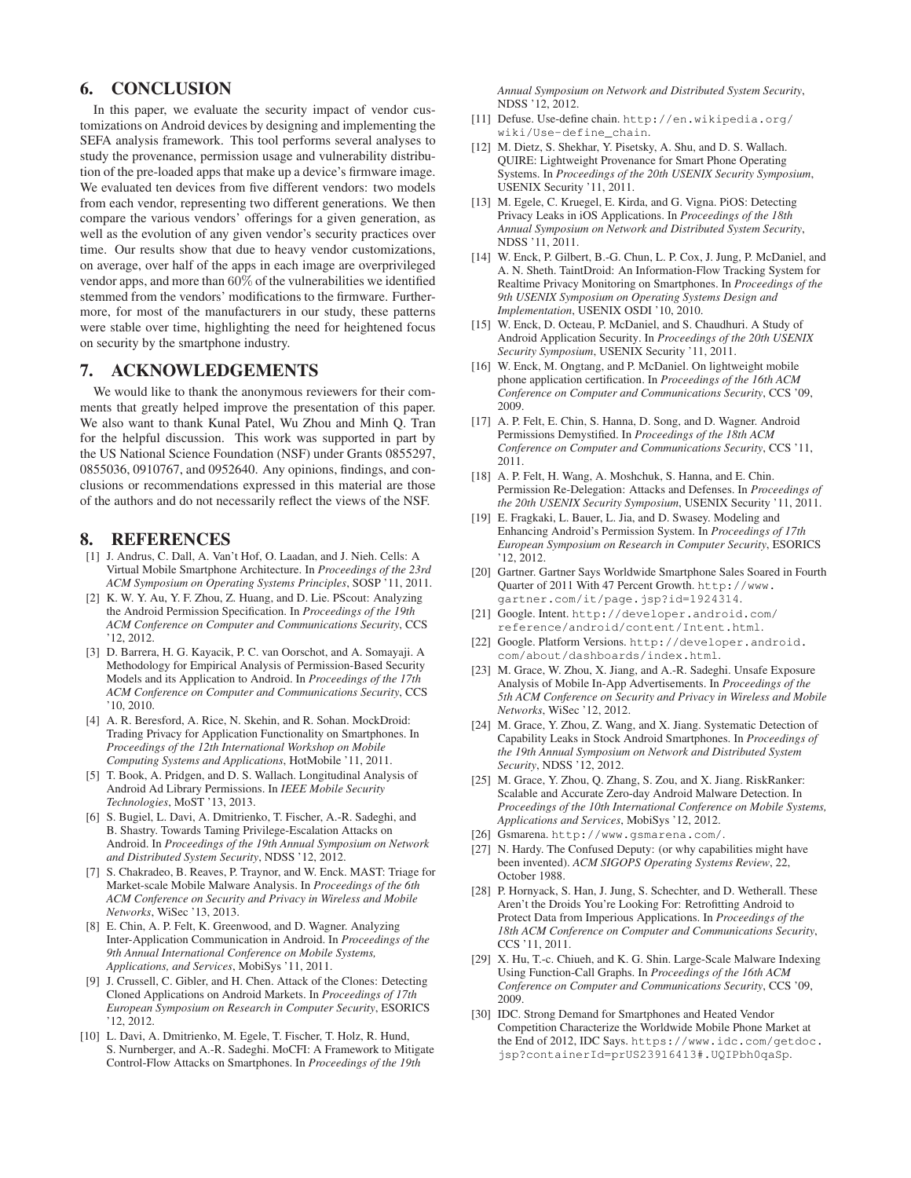## 6. CONCLUSION

In this paper, we evaluate the security impact of vendor customizations on Android devices by designing and implementing the SEFA analysis framework. This tool performs several analyses to study the provenance, permission usage and vulnerability distribution of the pre-loaded apps that make up a device's firmware image. We evaluated ten devices from five different vendors: two models from each vendor, representing two different generations. We then compare the various vendors' offerings for a given generation, as well as the evolution of any given vendor's security practices over time. Our results show that due to heavy vendor customizations, on average, over half of the apps in each image are overprivileged vendor apps, and more than 60% of the vulnerabilities we identified stemmed from the vendors' modifications to the firmware. Furthermore, for most of the manufacturers in our study, these patterns were stable over time, highlighting the need for heightened focus on security by the smartphone industry.

## 7. ACKNOWLEDGEMENTS

We would like to thank the anonymous reviewers for their comments that greatly helped improve the presentation of this paper. We also want to thank Kunal Patel, Wu Zhou and Minh Q. Tran for the helpful discussion. This work was supported in part by the US National Science Foundation (NSF) under Grants 0855297, 0855036, 0910767, and 0952640. Any opinions, findings, and conclusions or recommendations expressed in this material are those of the authors and do not necessarily reflect the views of the NSF.

## 8. REFERENCES

[1] J. Andrus, C. Dall, A. Van't Hof, O. Laadan, and J. Nieh. Cells: A Virtual Mobile Smartphone Architecture. In *Proceedings of the 23rd ACM Symposium on Operating Systems Principles*, SOSP '11, 2011.

[2] K. W. Y. Au, Y. F. Zhou, Z. Huang, and D. Lie. PScout: Analyzing the Android Permission Specification. In *Proceedings of the 19th ACM Conference on Computer and Communications Security*, CCS '12, 2012.

[3] D. Barrera, H. G. Kayacik, P. C. van Oorschot, and A. Somayaji. A Methodology for Empirical Analysis of Permission-Based Security Models and its Application to Android. In *Proceedings of the 17th ACM Conference on Computer and Communications Security*, CCS '10, 2010.

[4] A. R. Beresford, A. Rice, N. Skehin, and R. Sohan. MockDroid: Trading Privacy for Application Functionality on Smartphones. In *Proceedings of the 12th International Workshop on Mobile Computing Systems and Applications*, HotMobile '11, 2011.

[5] T. Book, A. Pridgen, and D. S. Wallach. Longitudinal Analysis of Android Ad Library Permissions. In *IEEE Mobile Security Technologies*, MoST '13, 2013.

[6] S. Bugiel, L. Davi, A. Dmitrienko, T. Fischer, A.-R. Sadeghi, and B. Shastry. Towards Taming Privilege-Escalation Attacks on Android. In *Proceedings of the 19th Annual Symposium on Network and Distributed System Security*, NDSS '12, 2012.

[7] S. Chakradeo, B. Reaves, P. Traynor, and W. Enck. MAST: Triage for Market-scale Mobile Malware Analysis. In *Proceedings of the 6th ACM Conference on Security and Privacy in Wireless and Mobile Networks*, WiSec '13, 2013.

[8] E. Chin, A. P. Felt, K. Greenwood, and D. Wagner. Analyzing Inter-Application Communication in Android. In *Proceedings of the 9th Annual International Conference on Mobile Systems, Applications, and Services*, MobiSys '11, 2011.

[9] J. Crussell, C. Gibler, and H. Chen. Attack of the Clones: Detecting Cloned Applications on Android Markets. In *Proceedings of 17th European Symposium on Research in Computer Security*, ESORICS '12, 2012.

[10] L. Davi, A. Dmitrienko, M. Egele, T. Fischer, T. Holz, R. Hund, S. Nurnberger, and A.-R. Sadeghi. MoCFI: A Framework to Mitigate Control-Flow Attacks on Smartphones. In *Proceedings of the 19th Annual Symposium on Network and Distributed System Security*, NDSS '12, 2012.

[11] Defuse. Use-define chain. http://en.wikipedia.org/wiki/Use-define_chain.

[12] M. Dietz, S. Shekhar, Y. Pisetsky, A. Shu, and D. S. Wallach. QUIRE: Lightweight Provenance for Smart Phone Operating Systems. In *Proceedings of the 20th USENIX Security Symposium*, USENIX Security '11, 2011.

[13] M. Egele, C. Kruegel, E. Kirda, and G. Vigna. PiOS: Detecting Privacy Leaks in iOS Applications. In *Proceedings of the 18th Annual Symposium on Network and Distributed System Security*, NDSS '11, 2011.

[14] W. Enck, P. Gilbert, B.-G. Chun, L. P. Cox, J. Jung, P. McDaniel, and A. N. Sheth. TaintDroid: An Information-Flow Tracking System for Realtime Privacy Monitoring on Smartphones. In *Proceedings of the 9th USENIX Symposium on Operating Systems Design and Implementation*, USENIX OSDI '10, 2010.

[15] W. Enck, D. Octeau, P. McDaniel, and S. Chaudhuri. A Study of Android Application Security. In *Proceedings of the 20th USENIX Security Symposium*, USENIX Security '11, 2011.

[16] W. Enck, M. Ongtang, and P. McDaniel. On lightweight mobile phone application certification. In *Proceedings of the 16th ACM Conference on Computer and Communications Security*, CCS '09, 2009.

[17] A. P. Felt, E. Chin, S. Hanna, D. Song, and D. Wagner. Android Permissions Demystified. In *Proceedings of the 18th ACM Conference on Computer and Communications Security*, CCS '11, 2011.

[18] A. P. Felt, H. Wang, A. Moshchuk, S. Hanna, and E. Chin. Permission Re-Delegation: Attacks and Defenses. In *Proceedings of the 20th USENIX Security Symposium*, USENIX Security '11, 2011.

[19] E. Fragkaki, L. Bauer, L. Jia, and D. Swasey. Modeling and Enhancing Android's Permission System. In *Proceedings of 17th European Symposium on Research in Computer Security*, ESORICS '12, 2012.

[20] Gartner. Gartner Says Worldwide Smartphone Sales Soared in Fourth Quarter of 2011 With 47 Percent Growth. http://www.gartner.com/it/page.jsp?id=1924314.

[21] Google. Intent. http://developer.android.com/reference/android/content/Intent.html.

[22] Google. Platform Versions. http://developer.android.com/about/dashboards/index.html.

[23] M. Grace, W. Zhou, X. Jiang, and A.-R. Sadeghi. Unsafe Exposure Analysis of Mobile In-App Advertisements. In *Proceedings of the 5th ACM Conference on Security and Privacy in Wireless and Mobile Networks*, WiSec '12, 2012.

[24] M. Grace, Y. Zhou, Z. Wang, and X. Jiang. Systematic Detection of Capability Leaks in Stock Android Smartphones. In *Proceedings of the 19th Annual Symposium on Network and Distributed System Security*, NDSS '12, 2012.

[25] M. Grace, Y. Zhou, Q. Zhang, S. Zou, and X. Jiang. RiskRanker: Scalable and Accurate Zero-day Android Malware Detection. In *Proceedings of the 10th International Conference on Mobile Systems, Applications and Services*, MobiSys '12, 2012.

[26] Gsmarena. http://www.gsmarena.com/.

[27] N. Hardy. The Confused Deputy: (or why capabilities might have been invented). *ACM SIGOPS Operating Systems Review*, 22, October 1988.

[28] P. Hornyack, S. Han, J. Jung, S. Schechter, and D. Wetherall. These Aren't the Droids You're Looking For: Retrofitting Android to Protect Data from Imperious Applications. In *Proceedings of the 18th ACM Conference on Computer and Communications Security*, CCS '11, 2011.

[29] X. Hu, T.-c. Chiueh, and K. G. Shin. Large-Scale Malware Indexing Using Function-Call Graphs. In *Proceedings of the 16th ACM Conference on Computer and Communications Security*, CCS '09, 2009.

[30] IDC. Strong Demand for Smartphones and Heated Vendor Competition Characterize the Worldwide Mobile Phone Market at the End of 2012, IDC Says. https://www.idc.com/getdoc.jsp?containerId=prUS23916413#.UQIPbh0qaSp.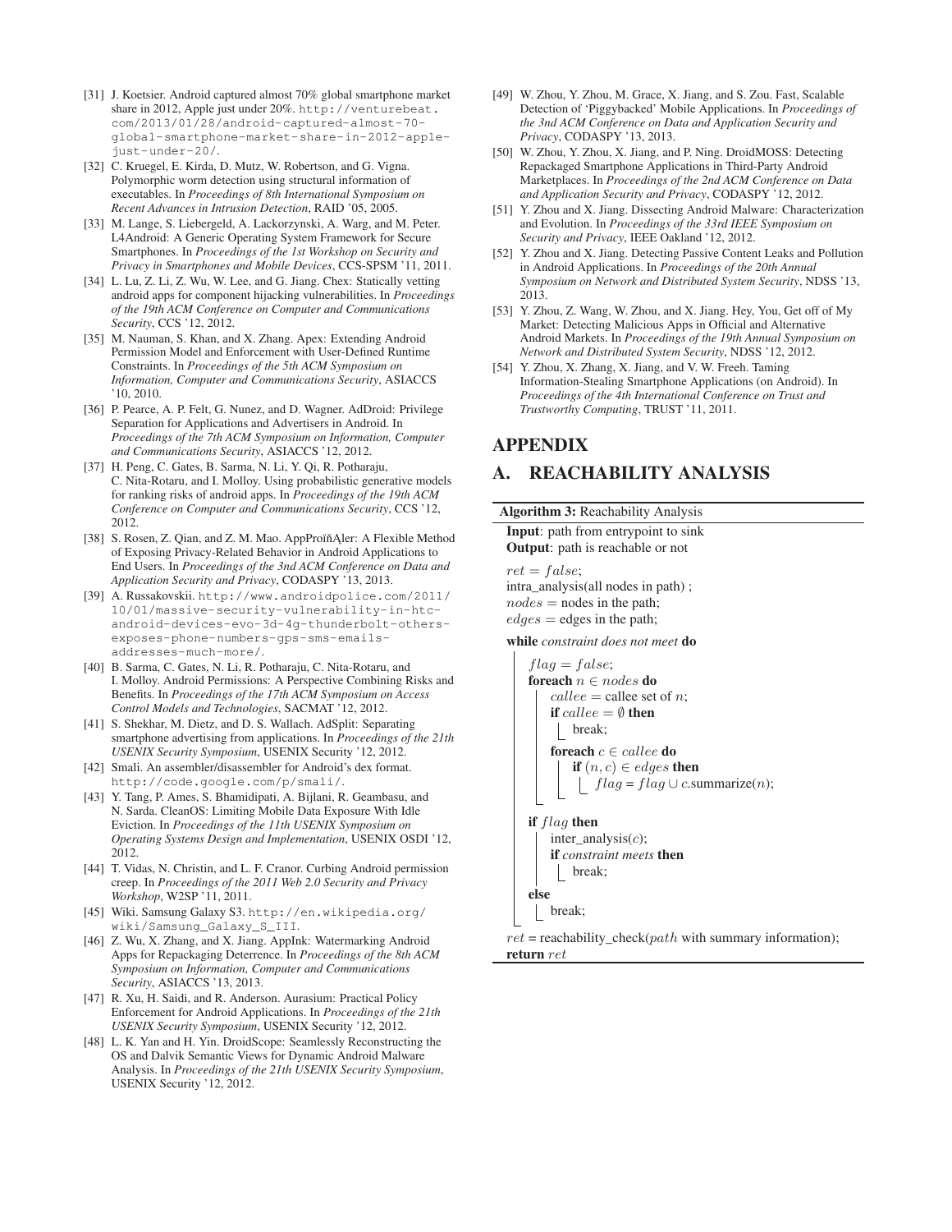[31] J. Koetsier. Android captured almost 70% global smartphone market share in 2012, Apple just under 20%. http://venturebeat.com/2013/01/28/android-captured-almost-70-global-smartphone-market-share-in-2012-apple-just-under-20/.

[32] C. Kruegel, E. Kirda, D. Mutz, W. Robertson, and G. Vigna. Polymorphic worm detection using structural information of executables. In *Proceedings of 8th International Symposium on Recent Advances in Intrusion Detection*, RAID '05, 2005.

[33] M. Lange, S. Liebergeld, A. Lackorzynski, A. Warg, and M. Peter. L4Android: A Generic Operating System Framework for Secure Smartphones. In *Proceedings of the 1st Workshop on Security and Privacy in Smartphones and Mobile Devices*, CCS-SPSM '11, 2011.

[34] L. Lu, Z. Li, Z. Wu, W. Lee, and G. Jiang. Chex: Statically vetting android apps for component hijacking vulnerabilities. In *Proceedings of the 19th ACM Conference on Computer and Communications Security*, CCS '12, 2012.

[35] M. Nauman, S. Khan, and X. Zhang. Apex: Extending Android Permission Model and Enforcement with User-Defined Runtime Constraints. In *Proceedings of the 5th ACM Symposium on Information, Computer and Communications Security*, ASIACCS '10, 2010.

[36] P. Pearce, A. P. Felt, G. Nunez, and D. Wagner. AdDroid: Privilege Separation for Applications and Advertisers in Android. In *Proceedings of the 7th ACM Symposium on Information, Computer and Communications Security*, ASIACCS '12, 2012.

[37] H. Peng, C. Gates, B. Sarma, N. Li, Y. Qi, R. Potharaju, C. Nita-Rotaru, and I. Molloy. Using probabilistic generative models for ranking risks of android apps. In *Proceedings of the 19th ACM Conference on Computer and Communications Security*, CCS '12, 2012.

[38] S. Rosen, Z. Qian, and Z. M. Mao. AppProïňAler: A Flexible Method of Exposing Privacy-Related Behavior in Android Applications to End Users. In *Proceedings of the 3nd ACM Conference on Data and Application Security and Privacy*, CODASPY '13, 2013.

[39] A. Russakovskii. http://www.androidpolice.com/2011/10/01/massive-security-vulnerability-in-htc-android-devices-evo-3d-4g-thunderbolt-others-exposes-phone-numbers-gps-sms-emails-addresses-much-more/.

[40] B. Sarma, C. Gates, N. Li, R. Potharaju, C. Nita-Rotaru, and I. Molloy. Android Permissions: A Perspective Combining Risks and Benefits. In *Proceedings of the 17th ACM Symposium on Access Control Models and Technologies*, SACMAT '12, 2012.

[41] S. Shekhar, M. Dietz, and D. S. Wallach. AdSplit: Separating smartphone advertising from applications. In *Proceedings of the 21th USENIX Security Symposium*, USENIX Security '12, 2012.

[42] Smali. An assembler/disassembler for Android's dex format. http://code.google.com/p/smali/.

[43] Y. Tang, P. Ames, S. Bhamidipati, A. Bijlani, R. Geambasu, and N. Sarda. CleanOS: Limiting Mobile Data Exposure With Idle Eviction. In *Proceedings of the 11th USENIX Symposium on Operating Systems Design and Implementation*, USENIX OSDI '12, 2012.

[44] T. Vidas, N. Christin, and L. F. Cranor. Curbing Android permission creep. In *Proceedings of the 2011 Web 2.0 Security and Privacy Workshop*, W2SP '11, 2011.

[45] Wiki. Samsung Galaxy S3. http://en.wikipedia.org/wiki/Samsung_Galaxy_S_III.

[46] Z. Wu, X. Zhang, and X. Jiang. AppInk: Watermarking Android Apps for Repackaging Deterrence. In *Proceedings of the 8th ACM Symposium on Information, Computer and Communications Security*, ASIACCS '13, 2013.

[47] R. Xu, H. Saidi, and R. Anderson. Aurasium: Practical Policy Enforcement for Android Applications. In *Proceedings of the 21th USENIX Security Symposium*, USENIX Security '12, 2012.

[48] L. K. Yan and H. Yin. DroidScope: Seamlessly Reconstructing the OS and Dalvik Semantic Views for Dynamic Android Malware Analysis. In *Proceedings of the 21th USENIX Security Symposium*, USENIX Security '12, 2012.

[49] W. Zhou, Y. Zhou, M. Grace, X. Jiang, and S. Zou. Fast, Scalable Detection of 'Piggybacked' Mobile Applications. In *Proceedings of the 3nd ACM Conference on Data and Application Security and Privacy*, CODASPY '13, 2013.

[50] W. Zhou, Y. Zhou, X. Jiang, and P. Ning. DroidMOSS: Detecting Repackaged Smartphone Applications in Third-Party Android Marketplaces. In *Proceedings of the 2nd ACM Conference on Data and Application Security and Privacy*, CODASPY '12, 2012.

[51] Y. Zhou and X. Jiang. Dissecting Android Malware: Characterization and Evolution. In *Proceedings of the 33rd IEEE Symposium on Security and Privacy*, IEEE Oakland '12, 2012.

[52] Y. Zhou and X. Jiang. Detecting Passive Content Leaks and Pollution in Android Applications. In *Proceedings of the 20th Annual Symposium on Network and Distributed System Security*, NDSS '13, 2013.

[53] Y. Zhou, Z. Wang, W. Zhou, and X. Jiang. Hey, You, Get off of My Market: Detecting Malicious Apps in Official and Alternative Android Markets. In *Proceedings of the 19th Annual Symposium on Network and Distributed System Security*, NDSS '12, 2012.

[54] Y. Zhou, X. Zhang, X. Jiang, and V. W. Freeh. Taming Information-Stealing Smartphone Applications (on Android). In *Proceedings of the 4th International Conference on Trust and Trustworthy Computing*, TRUST '11, 2011.

# APPENDIX

## A. REACHABILITY ANALYSIS

**Algorithm 3:** Reachability Analysis

```
Input: path from entrypoint to sink
Output: path is reachable or not

ret = false;
intra_analysis(all nodes in path) ;
nodes = nodes in the path;
edges = edges in the path;

while constraint does not meet do
    flag = false;
    foreach n ∈ nodes do
        callee = callee set of n;
        if callee = ∅ then
            break;
        foreach c ∈ callee do
            if (n, c) ∈ edges then
                flag = flag ∪ c.summarize(n);
    if flag then
        inter_analysis(c);
        if constraint meets then
            break;
    else
        break;

ret = reachability_check(path with summary information);
return ret
```